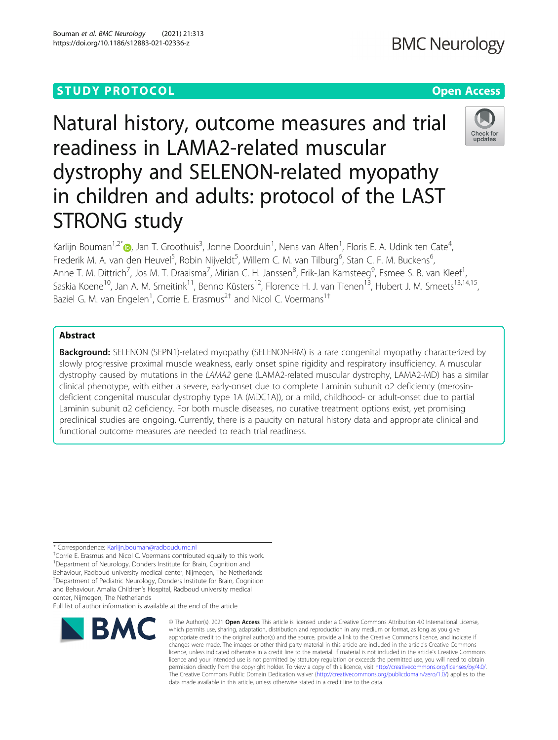STUDY PROTOCOL

Open Access

# Natural history, outcome measures and trial readiness in LAMA2-related muscular dystrophy and SELENON-related myopathy in children and adults: protocol of the LAST STRONG study

Karlijn Bouman[1,2*], Jan T. Groothuis[3], Jonne Doorduin[1], Nens van Alfen[1], Floris E. A. Udink ten Cate[4], Frederik M. A. van den Heuvel[5], Robin Nijveldt[5], Willem C. M. van Tilburg[6], Stan C. F. M. Buckens[6], Anne T. M. Dittrich[7], Jos M. T. Draaisma[7], Mirian C. H. Janssen[8], Erik-Jan Kamsteeg[9], Esmee S. B. van Kleef[1], Saskia Koene[10], Jan A. M. Smeitink[11], Benno Küsters[12], Florence H. J. van Tienen[13], Hubert J. M. Smeets[13,14,15], Baziel G. M. van Engelen[1], Corrie E. Erasmus[2†] and Nicol C. Voermans[1†]

## Abstract

**Background:** SELENON (SEPN1)-related myopathy (SELENON-RM) is a rare congenital myopathy characterized by slowly progressive proximal muscle weakness, early onset spine rigidity and respiratory insufficiency. A muscular dystrophy caused by mutations in the *LAMA2* gene (LAMA2-related muscular dystrophy, LAMA2-MD) has a similar clinical phenotype, with either a severe, early-onset due to complete Laminin subunit α2 deficiency (merosin-deficient congenital muscular dystrophy type 1A (MDC1A)), or a mild, childhood- or adult-onset due to partial Laminin subunit α2 deficiency. For both muscle diseases, no curative treatment options exist, yet promising preclinical studies are ongoing. Currently, there is a paucity on natural history data and appropriate clinical and functional outcome measures are needed to reach trial readiness.

\* Correspondence: Karlijn.bouman@radboudumc.nl

†Corrie E. Erasmus and Nicol C. Voermans contributed equally to this work.

[1]Department of Neurology, Donders Institute for Brain, Cognition and Behaviour, Radboud university medical center, Nijmegen, The Netherlands

[2]Department of Pediatric Neurology, Donders Institute for Brain, Cognition and Behaviour, Amalia Children's Hospital, Radboud university medical center, Nijmegen, The Netherlands

Full list of author information is available at the end of the article

© The Author(s). 2021 **Open Access** This article is licensed under a Creative Commons Attribution 4.0 International License, which permits use, sharing, adaptation, distribution and reproduction in any medium or format, as long as you give appropriate credit to the original author(s) and the source, provide a link to the Creative Commons licence, and indicate if changes were made. The images or other third party material in this article are included in the article's Creative Commons licence, unless indicated otherwise in a credit line to the material. If material is not included in the article's Creative Commons licence and your intended use is not permitted by statutory regulation or exceeds the permitted use, you will need to obtain permission directly from the copyright holder. To view a copy of this licence, visit http://creativecommons.org/licenses/by/4.0/. The Creative Commons Public Domain Dedication waiver (http://creativecommons.org/publicdomain/zero/1.0/) applies to the data made available in this article, unless otherwise stated in a credit line to the data.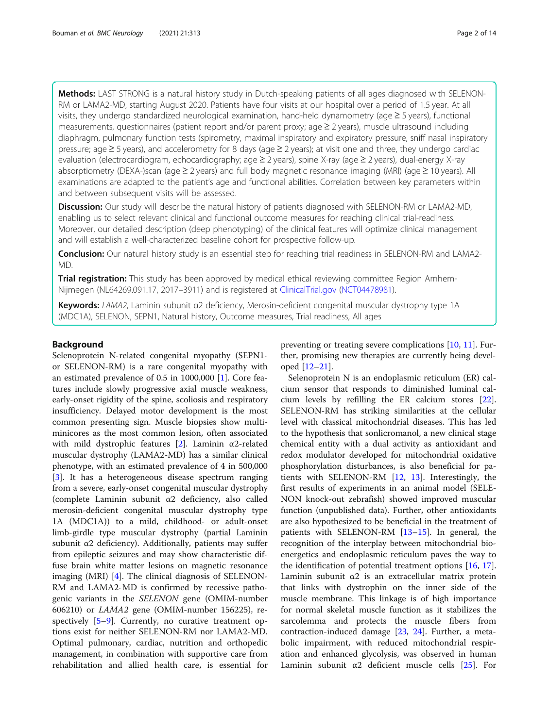**Methods:** LAST STRONG is a natural history study in Dutch-speaking patients of all ages diagnosed with SELENON-RM or LAMA2-MD, starting August 2020. Patients have four visits at our hospital over a period of 1.5 year. At all visits, they undergo standardized neurological examination, hand-held dynamometry (age ≥ 5 years), functional measurements, questionnaires (patient report and/or parent proxy; age ≥ 2 years), muscle ultrasound including diaphragm, pulmonary function tests (spirometry, maximal inspiratory and expiratory pressure, sniff nasal inspiratory pressure; age ≥ 5 years), and accelerometry for 8 days (age ≥ 2 years); at visit one and three, they undergo cardiac evaluation (electrocardiogram, echocardiography; age ≥ 2 years), spine X-ray (age ≥ 2 years), dual-energy X-ray absorptiometry (DEXA-)scan (age ≥ 2 years) and full body magnetic resonance imaging (MRI) (age ≥ 10 years). All examinations are adapted to the patient's age and functional abilities. Correlation between key parameters within and between subsequent visits will be assessed.

**Discussion:** Our study will describe the natural history of patients diagnosed with SELENON-RM or LAMA2-MD, enabling us to select relevant clinical and functional outcome measures for reaching clinical trial-readiness. Moreover, our detailed description (deep phenotyping) of the clinical features will optimize clinical management and will establish a well-characterized baseline cohort for prospective follow-up.

**Conclusion:** Our natural history study is an essential step for reaching trial readiness in SELENON-RM and LAMA2-MD.

**Trial registration:** This study has been approved by medical ethical reviewing committee Region Arnhem-Nijmegen (NL64269.091.17, 2017–3911) and is registered at ClinicalTrial.gov (NCT04478981).

**Keywords:** *LAMA2*, Laminin subunit α2 deficiency, Merosin-deficient congenital muscular dystrophy type 1A (MDC1A), SELENON, SEPN1, Natural history, Outcome measures, Trial readiness, All ages

## Background

Selenoprotein N-related congenital myopathy (SEPN1- or SELENON-RM) is a rare congenital myopathy with an estimated prevalence of 0.5 in 1000,000 [1]. Core features include slowly progressive axial muscle weakness, early-onset rigidity of the spine, scoliosis and respiratory insufficiency. Delayed motor development is the most common presenting sign. Muscle biopsies show multi-minicores as the most common lesion, often associated with mild dystrophic features [2]. Laminin α2-related muscular dystrophy (LAMA2-MD) has a similar clinical phenotype, with an estimated prevalence of 4 in 500,000 [3]. It has a heterogeneous disease spectrum ranging from a severe, early-onset congenital muscular dystrophy (complete Laminin subunit α2 deficiency, also called merosin-deficient congenital muscular dystrophy type 1A (MDC1A)) to a mild, childhood- or adult-onset limb-girdle type muscular dystrophy (partial Laminin subunit α2 deficiency). Additionally, patients may suffer from epileptic seizures and may show characteristic diffuse brain white matter lesions on magnetic resonance imaging (MRI) [4]. The clinical diagnosis of SELENON-RM and LAMA2-MD is confirmed by recessive pathogenic variants in the *SELENON* gene (OMIM-number 606210) or *LAMA2* gene (OMIM-number 156225), respectively [5–9]. Currently, no curative treatment options exist for neither SELENON-RM nor LAMA2-MD. Optimal pulmonary, cardiac, nutrition and orthopedic management, in combination with supportive care from rehabilitation and allied health care, is essential for preventing or treating severe complications [10, 11]. Further, promising new therapies are currently being developed [12–21].

Selenoprotein N is an endoplasmic reticulum (ER) calcium sensor that responds to diminished luminal calcium levels by refilling the ER calcium stores [22]. SELENON-RM has striking similarities at the cellular level with classical mitochondrial diseases. This has led to the hypothesis that sonlicromanol, a new clinical stage chemical entity with a dual activity as antioxidant and redox modulator developed for mitochondrial oxidative phosphorylation disturbances, is also beneficial for patients with SELENON-RM [12, 13]. Interestingly, the first results of experiments in an animal model (SELENON knock-out zebrafish) showed improved muscular function (unpublished data). Further, other antioxidants are also hypothesized to be beneficial in the treatment of patients with SELENON-RM [13–15]. In general, the recognition of the interplay between mitochondrial bioenergetics and endoplasmic reticulum paves the way to the identification of potential treatment options [16, 17]. Laminin subunit α2 is an extracellular matrix protein that links with dystrophin on the inner side of the muscle membrane. This linkage is of high importance for normal skeletal muscle function as it stabilizes the sarcolemma and protects the muscle fibers from contraction-induced damage [23, 24]. Further, a metabolic impairment, with reduced mitochondrial respiration and enhanced glycolysis, was observed in human Laminin subunit α2 deficient muscle cells [25]. For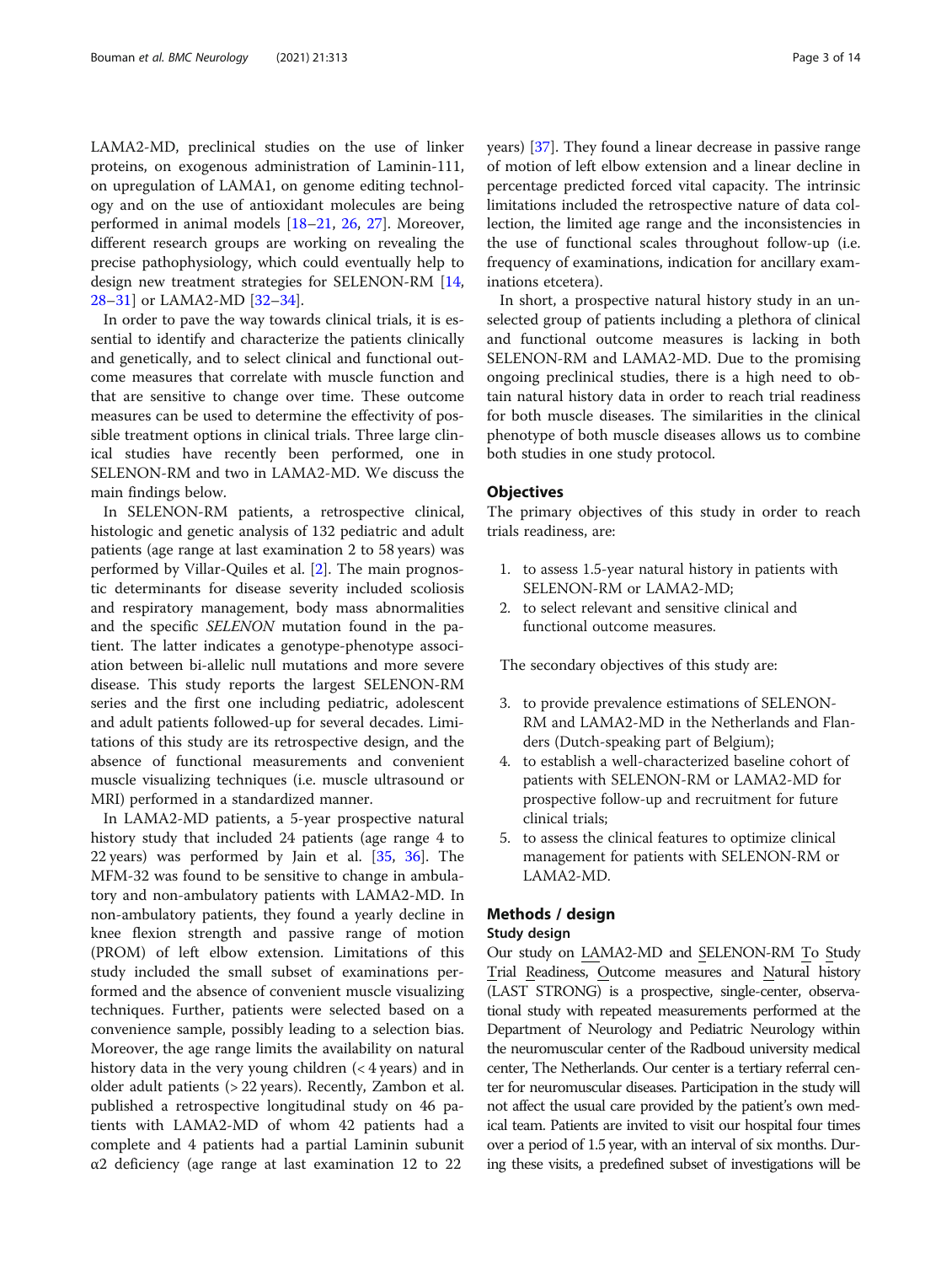LAMA2-MD, preclinical studies on the use of linker proteins, on exogenous administration of Laminin-111, on upregulation of LAMA1, on genome editing technology and on the use of antioxidant molecules are being performed in animal models [18–21, 26, 27]. Moreover, different research groups are working on revealing the precise pathophysiology, which could eventually help to design new treatment strategies for SELENON-RM [14, 28–31] or LAMA2-MD [32–34].

In order to pave the way towards clinical trials, it is essential to identify and characterize the patients clinically and genetically, and to select clinical and functional outcome measures that correlate with muscle function and that are sensitive to change over time. These outcome measures can be used to determine the effectivity of possible treatment options in clinical trials. Three large clinical studies have recently been performed, one in SELENON-RM and two in LAMA2-MD. We discuss the main findings below.

In SELENON-RM patients, a retrospective clinical, histologic and genetic analysis of 132 pediatric and adult patients (age range at last examination 2 to 58 years) was performed by Villar-Quiles et al. [2]. The main prognostic determinants for disease severity included scoliosis and respiratory management, body mass abnormalities and the specific *SELENON* mutation found in the patient. The latter indicates a genotype-phenotype association between bi-allelic null mutations and more severe disease. This study reports the largest SELENON-RM series and the first one including pediatric, adolescent and adult patients followed-up for several decades. Limitations of this study are its retrospective design, and the absence of functional measurements and convenient muscle visualizing techniques (i.e. muscle ultrasound or MRI) performed in a standardized manner.

In LAMA2-MD patients, a 5-year prospective natural history study that included 24 patients (age range 4 to 22 years) was performed by Jain et al. [35, 36]. The MFM-32 was found to be sensitive to change in ambulatory and non-ambulatory patients with LAMA2-MD. In non-ambulatory patients, they found a yearly decline in knee flexion strength and passive range of motion (PROM) of left elbow extension. Limitations of this study included the small subset of examinations performed and the absence of convenient muscle visualizing techniques. Further, patients were selected based on a convenience sample, possibly leading to a selection bias. Moreover, the age range limits the availability on natural history data in the very young children (< 4 years) and in older adult patients (> 22 years). Recently, Zambon et al. published a retrospective longitudinal study on 46 patients with LAMA2-MD of whom 42 patients had a complete and 4 patients had a partial Laminin subunit α2 deficiency (age range at last examination 12 to 22 years) [37]. They found a linear decrease in passive range of motion of left elbow extension and a linear decline in percentage predicted forced vital capacity. The intrinsic limitations included the retrospective nature of data collection, the limited age range and the inconsistencies in the use of functional scales throughout follow-up (i.e. frequency of examinations, indication for ancillary examinations etcetera).

In short, a prospective natural history study in an unselected group of patients including a plethora of clinical and functional outcome measures is lacking in both SELENON-RM and LAMA2-MD. Due to the promising ongoing preclinical studies, there is a high need to obtain natural history data in order to reach trial readiness for both muscle diseases. The similarities in the clinical phenotype of both muscle diseases allows us to combine both studies in one study protocol.

## Objectives

The primary objectives of this study in order to reach trials readiness, are:

1. to assess 1.5-year natural history in patients with SELENON-RM or LAMA2-MD;
2. to select relevant and sensitive clinical and functional outcome measures.

The secondary objectives of this study are:

3. to provide prevalence estimations of SELENON-RM and LAMA2-MD in the Netherlands and Flanders (Dutch-speaking part of Belgium);
4. to establish a well-characterized baseline cohort of patients with SELENON-RM or LAMA2-MD for prospective follow-up and recruitment for future clinical trials;
5. to assess the clinical features to optimize clinical management for patients with SELENON-RM or LAMA2-MD.

## Methods / design

### Study design

Our study on LAMA2-MD and SELENON-RM To Study Trial Readiness, Outcome measures and Natural history (LAST STRONG) is a prospective, single-center, observational study with repeated measurements performed at the Department of Neurology and Pediatric Neurology within the neuromuscular center of the Radboud university medical center, The Netherlands. Our center is a tertiary referral center for neuromuscular diseases. Participation in the study will not affect the usual care provided by the patient's own medical team. Patients are invited to visit our hospital four times over a period of 1.5 year, with an interval of six months. During these visits, a predefined subset of investigations will be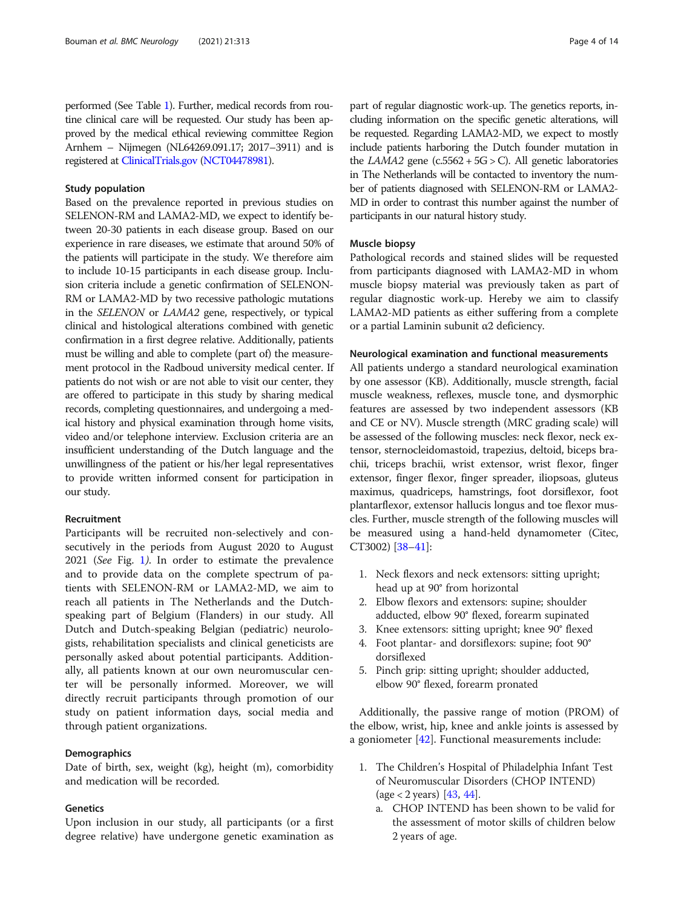performed (See Table 1). Further, medical records from routine clinical care will be requested. Our study has been approved by the medical ethical reviewing committee Region Arnhem – Nijmegen (NL64269.091.17; 2017–3911) and is registered at ClinicalTrials.gov (NCT04478981).

### Study population

Based on the prevalence reported in previous studies on SELENON-RM and LAMA2-MD, we expect to identify between 20-30 patients in each disease group. Based on our experience in rare diseases, we estimate that around 50% of the patients will participate in the study. We therefore aim to include 10-15 participants in each disease group. Inclusion criteria include a genetic confirmation of SELENON-RM or LAMA2-MD by two recessive pathologic mutations in the *SELENON* or *LAMA2* gene, respectively, or typical clinical and histological alterations combined with genetic confirmation in a first degree relative. Additionally, patients must be willing and able to complete (part of) the measurement protocol in the Radboud university medical center. If patients do not wish or are not able to visit our center, they are offered to participate in this study by sharing medical records, completing questionnaires, and undergoing a medical history and physical examination through home visits, video and/or telephone interview. Exclusion criteria are an insufficient understanding of the Dutch language and the unwillingness of the patient or his/her legal representatives to provide written informed consent for participation in our study.

### Recruitment

Participants will be recruited non-selectively and consecutively in the periods from August 2020 to August 2021 (*See* Fig. 1*)*. In order to estimate the prevalence and to provide data on the complete spectrum of patients with SELENON-RM or LAMA2-MD, we aim to reach all patients in The Netherlands and the Dutch-speaking part of Belgium (Flanders) in our study. All Dutch and Dutch-speaking Belgian (pediatric) neurologists, rehabilitation specialists and clinical geneticists are personally asked about potential participants. Additionally, all patients known at our own neuromuscular center will be personally informed. Moreover, we will directly recruit participants through promotion of our study on patient information days, social media and through patient organizations.

### Demographics

Date of birth, sex, weight (kg), height (m), comorbidity and medication will be recorded.

### Genetics

Upon inclusion in our study, all participants (or a first degree relative) have undergone genetic examination as part of regular diagnostic work-up. The genetics reports, including information on the specific genetic alterations, will be requested. Regarding LAMA2-MD, we expect to mostly include patients harboring the Dutch founder mutation in the *LAMA2* gene (c.5562 + 5G > C). All genetic laboratories in The Netherlands will be contacted to inventory the number of patients diagnosed with SELENON-RM or LAMA2-MD in order to contrast this number against the number of participants in our natural history study.

### Muscle biopsy

Pathological records and stained slides will be requested from participants diagnosed with LAMA2-MD in whom muscle biopsy material was previously taken as part of regular diagnostic work-up. Hereby we aim to classify LAMA2-MD patients as either suffering from a complete or a partial Laminin subunit α2 deficiency.

### Neurological examination and functional measurements

All patients undergo a standard neurological examination by one assessor (KB). Additionally, muscle strength, facial muscle weakness, reflexes, muscle tone, and dysmorphic features are assessed by two independent assessors (KB and CE or NV). Muscle strength (MRC grading scale) will be assessed of the following muscles: neck flexor, neck extensor, sternocleidomastoid, trapezius, deltoid, biceps brachii, triceps brachii, wrist extensor, wrist flexor, finger extensor, finger flexor, finger spreader, iliopsoas, gluteus maximus, quadriceps, hamstrings, foot dorsiflexor, foot plantarflexor, extensor hallucis longus and toe flexor muscles. Further, muscle strength of the following muscles will be measured using a hand-held dynamometer (Citec, CT3002) [38–41]:

1. Neck flexors and neck extensors: sitting upright; head up at 90° from horizontal
2. Elbow flexors and extensors: supine; shoulder adducted, elbow 90° flexed, forearm supinated
3. Knee extensors: sitting upright; knee 90° flexed
4. Foot plantar- and dorsiflexors: supine; foot 90° dorsiflexed
5. Pinch grip: sitting upright; shoulder adducted, elbow 90° flexed, forearm pronated

Additionally, the passive range of motion (PROM) of the elbow, wrist, hip, knee and ankle joints is assessed by a goniometer [42]. Functional measurements include:

1. The Children's Hospital of Philadelphia Infant Test of Neuromuscular Disorders (CHOP INTEND) (age < 2 years) [43, 44].
   a. CHOP INTEND has been shown to be valid for the assessment of motor skills of children below 2 years of age.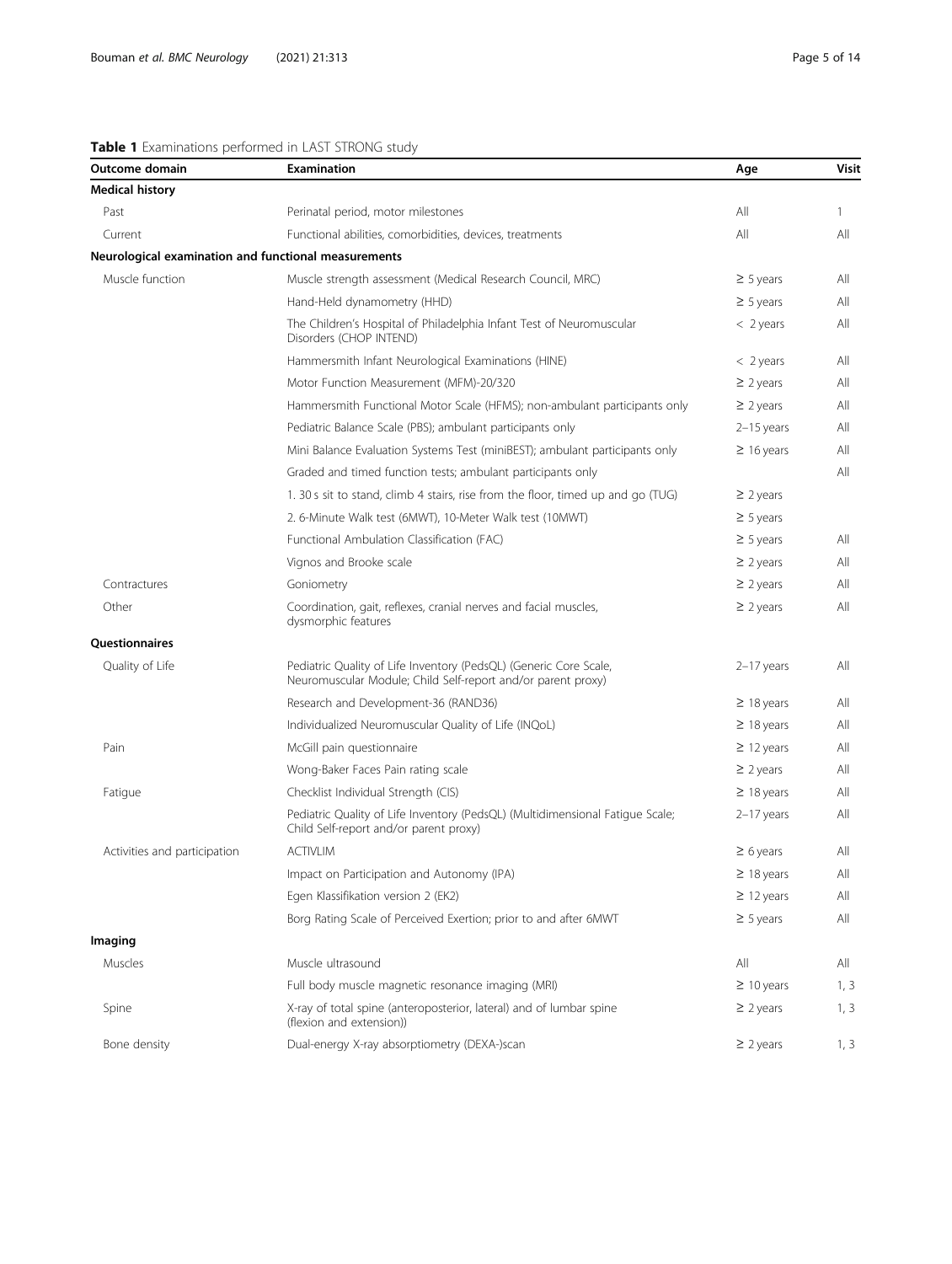**Table 1** Examinations performed in LAST STRONG study

| Outcome domain | Examination | Age | Visit |
|---|---|---|---|
| **Medical history** | | | |
| Past | Perinatal period, motor milestones | All | 1 |
| Current | Functional abilities, comorbidities, devices, treatments | All | All |
| **Neurological examination and functional measurements** | | | |
| Muscle function | Muscle strength assessment (Medical Research Council, MRC) | ≥ 5 years | All |
| | Hand-Held dynamometry (HHD) | ≥ 5 years | All |
| | The Children's Hospital of Philadelphia Infant Test of Neuromuscular Disorders (CHOP INTEND) | < 2 years | All |
| | Hammersmith Infant Neurological Examinations (HINE) | < 2 years | All |
| | Motor Function Measurement (MFM)-20/320 | ≥ 2 years | All |
| | Hammersmith Functional Motor Scale (HFMS); non-ambulant participants only | ≥ 2 years | All |
| | Pediatric Balance Scale (PBS); ambulant participants only | 2–15 years | All |
| | Mini Balance Evaluation Systems Test (miniBEST); ambulant participants only | ≥ 16 years | All |
| | Graded and timed function tests; ambulant participants only | | All |
| | 1. 30 s sit to stand, climb 4 stairs, rise from the floor, timed up and go (TUG) | ≥ 2 years | |
| | 2. 6-Minute Walk test (6MWT), 10-Meter Walk test (10MWT) | ≥ 5 years | |
| | Functional Ambulation Classification (FAC) | ≥ 5 years | All |
| | Vignos and Brooke scale | ≥ 2 years | All |
| Contractures | Goniometry | ≥ 2 years | All |
| Other | Coordination, gait, reflexes, cranial nerves and facial muscles, dysmorphic features | ≥ 2 years | All |
| **Questionnaires** | | | |
| Quality of Life | Pediatric Quality of Life Inventory (PedsQL) (Generic Core Scale, Neuromuscular Module; Child Self-report and/or parent proxy) | 2–17 years | All |
| | Research and Development-36 (RAND36) | ≥ 18 years | All |
| | Individualized Neuromuscular Quality of Life (INQoL) | ≥ 18 years | All |
| Pain | McGill pain questionnaire | ≥ 12 years | All |
| | Wong-Baker Faces Pain rating scale | ≥ 2 years | All |
| Fatigue | Checklist Individual Strength (CIS) | ≥ 18 years | All |
| | Pediatric Quality of Life Inventory (PedsQL) (Multidimensional Fatigue Scale; Child Self-report and/or parent proxy) | 2–17 years | All |
| Activities and participation | ACTIVLIM | ≥ 6 years | All |
| | Impact on Participation and Autonomy (IPA) | ≥ 18 years | All |
| | Egen Klassifikation version 2 (EK2) | ≥ 12 years | All |
| | Borg Rating Scale of Perceived Exertion; prior to and after 6MWT | ≥ 5 years | All |
| **Imaging** | | | |
| Muscles | Muscle ultrasound | All | All |
| | Full body muscle magnetic resonance imaging (MRI) | ≥ 10 years | 1, 3 |
| Spine | X-ray of total spine (anteroposterior, lateral) and of lumbar spine (flexion and extension)) | ≥ 2 years | 1, 3 |
| Bone density | Dual-energy X-ray absorptiometry (DEXA-)scan | ≥ 2 years | 1, 3 |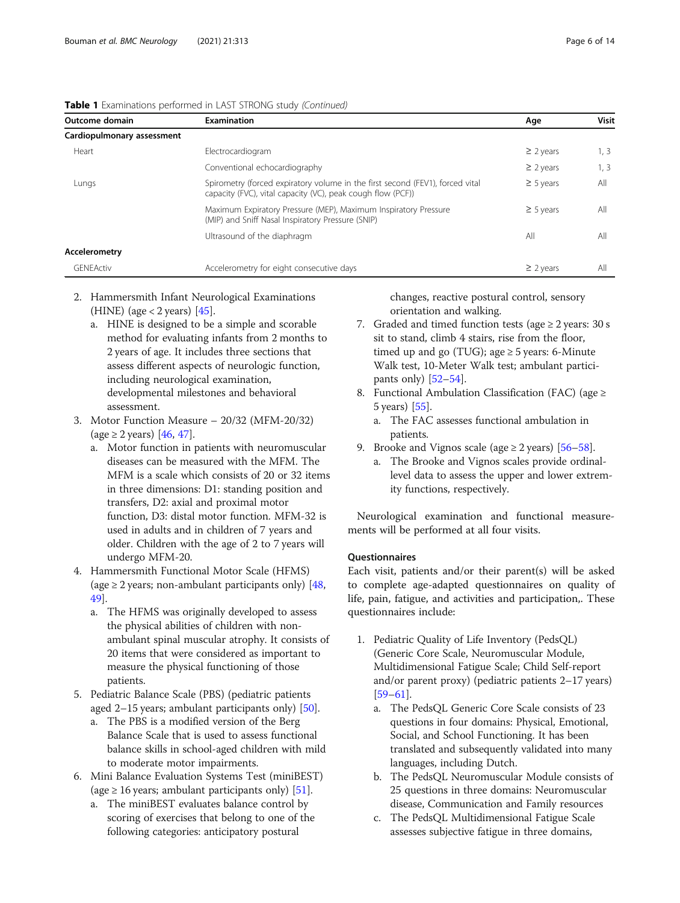**Table 1** Examinations performed in LAST STRONG study *(Continued)*

| Outcome domain | Examination | Age | Visit |
| --- | --- | --- | --- |
| **Cardiopulmonary assessment** | | | |
| Heart | Electrocardiogram | ≥ 2 years | 1, 3 |
| | Conventional echocardiography | ≥ 2 years | 1, 3 |
| Lungs | Spirometry (forced expiratory volume in the first second (FEV1), forced vital capacity (FVC), vital capacity (VC), peak cough flow (PCF)) | ≥ 5 years | All |
| | Maximum Expiratory Pressure (MEP), Maximum Inspiratory Pressure (MIP) and Sniff Nasal Inspiratory Pressure (SNIP) | ≥ 5 years | All |
| | Ultrasound of the diaphragm | All | All |
| **Accelerometry** | | | |
| GENEActiv | Accelerometry for eight consecutive days | ≥ 2 years | All |

2. Hammersmith Infant Neurological Examinations (HINE) (age < 2 years) [45].
   a. HINE is designed to be a simple and scorable method for evaluating infants from 2 months to 2 years of age. It includes three sections that assess different aspects of neurologic function, including neurological examination, developmental milestones and behavioral assessment.
3. Motor Function Measure – 20/32 (MFM-20/32) (age ≥ 2 years) [46, 47].
   a. Motor function in patients with neuromuscular diseases can be measured with the MFM. The MFM is a scale which consists of 20 or 32 items in three dimensions: D1: standing position and transfers, D2: axial and proximal motor function, D3: distal motor function. MFM-32 is used in adults and in children of 7 years and older. Children with the age of 2 to 7 years will undergo MFM-20.
4. Hammersmith Functional Motor Scale (HFMS) (age ≥ 2 years; non-ambulant participants only) [48, 49].
   a. The HFMS was originally developed to assess the physical abilities of children with non-ambulant spinal muscular atrophy. It consists of 20 items that were considered as important to measure the physical functioning of those patients.
5. Pediatric Balance Scale (PBS) (pediatric patients aged 2–15 years; ambulant participants only) [50].
   a. The PBS is a modified version of the Berg Balance Scale that is used to assess functional balance skills in school-aged children with mild to moderate motor impairments.
6. Mini Balance Evaluation Systems Test (miniBEST) (age ≥ 16 years; ambulant participants only) [51].
   a. The miniBEST evaluates balance control by scoring of exercises that belong to one of the following categories: anticipatory postural changes, reactive postural control, sensory orientation and walking.
7. Graded and timed function tests (age ≥ 2 years: 30 s sit to stand, climb 4 stairs, rise from the floor, timed up and go (TUG); age ≥ 5 years: 6-Minute Walk test, 10-Meter Walk test; ambulant participants only) [52–54].
8. Functional Ambulation Classification (FAC) (age ≥ 5 years) [55].
   a. The FAC assesses functional ambulation in patients.
9. Brooke and Vignos scale (age ≥ 2 years) [56–58].
   a. The Brooke and Vignos scales provide ordinal-level data to assess the upper and lower extremity functions, respectively.

Neurological examination and functional measurements will be performed at all four visits.

### Questionnaires

Each visit, patients and/or their parent(s) will be asked to complete age-adapted questionnaires on quality of life, pain, fatigue, and activities and participation,. These questionnaires include:

1. Pediatric Quality of Life Inventory (PedsQL) (Generic Core Scale, Neuromuscular Module, Multidimensional Fatigue Scale; Child Self-report and/or parent proxy) (pediatric patients 2–17 years) [59–61].
   a. The PedsQL Generic Core Scale consists of 23 questions in four domains: Physical, Emotional, Social, and School Functioning. It has been translated and subsequently validated into many languages, including Dutch.
   b. The PedsQL Neuromuscular Module consists of 25 questions in three domains: Neuromuscular disease, Communication and Family resources
   c. The PedsQL Multidimensional Fatigue Scale assesses subjective fatigue in three domains,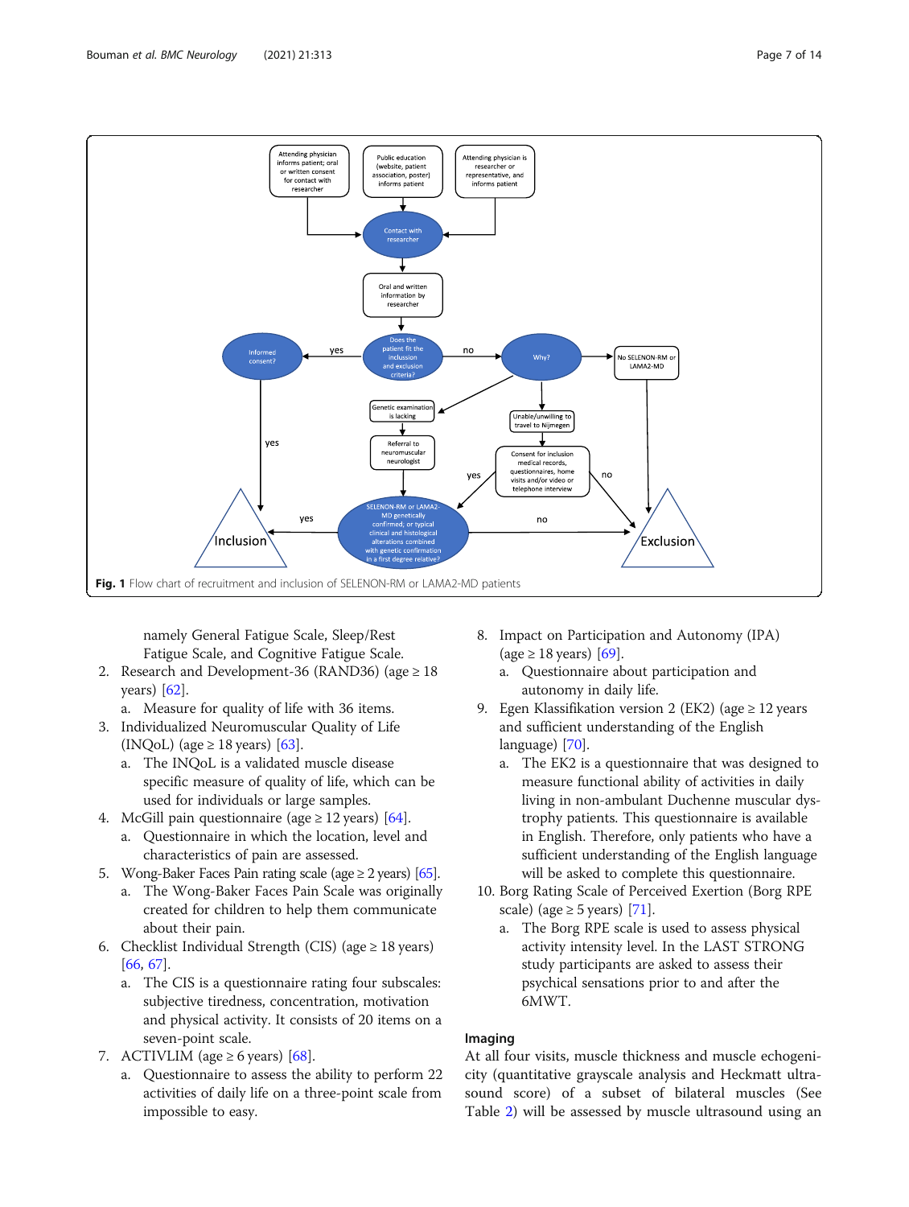Fig. 1 Flow chart of recruitment and inclusion of SELENON-RM or LAMA2-MD patients

namely General Fatigue Scale, Sleep/Rest Fatigue Scale, and Cognitive Fatigue Scale.

2. Research and Development-36 (RAND36) (age ≥ 18 years) [62].
   a. Measure for quality of life with 36 items.
3. Individualized Neuromuscular Quality of Life (INQoL) (age ≥ 18 years) [63].
   a. The INQoL is a validated muscle disease specific measure of quality of life, which can be used for individuals or large samples.
4. McGill pain questionnaire (age ≥ 12 years) [64].
   a. Questionnaire in which the location, level and characteristics of pain are assessed.
5. Wong-Baker Faces Pain rating scale (age ≥ 2 years) [65].
   a. The Wong-Baker Faces Pain Scale was originally created for children to help them communicate about their pain.
6. Checklist Individual Strength (CIS) (age ≥ 18 years) [66, 67].
   a. The CIS is a questionnaire rating four subscales: subjective tiredness, concentration, motivation and physical activity. It consists of 20 items on a seven-point scale.
7. ACTIVLIM (age ≥ 6 years) [68].
   a. Questionnaire to assess the ability to perform 22 activities of daily life on a three-point scale from impossible to easy.
8. Impact on Participation and Autonomy (IPA) (age ≥ 18 years) [69].
   a. Questionnaire about participation and autonomy in daily life.
9. Egen Klassifikation version 2 (EK2) (age ≥ 12 years and sufficient understanding of the English language) [70].
   a. The EK2 is a questionnaire that was designed to measure functional ability of activities in daily living in non-ambulant Duchenne muscular dystrophy patients. This questionnaire is available in English. Therefore, only patients who have a sufficient understanding of the English language will be asked to complete this questionnaire.
10. Borg Rating Scale of Perceived Exertion (Borg RPE scale) (age ≥ 5 years) [71].
    a. The Borg RPE scale is used to assess physical activity intensity level. In the LAST STRONG study participants are asked to assess their psychical sensations prior to and after the 6MWT.

## Imaging

At all four visits, muscle thickness and muscle echogenicity (quantitative grayscale analysis and Heckmatt ultrasound score) of a subset of bilateral muscles (See Table 2) will be assessed by muscle ultrasound using an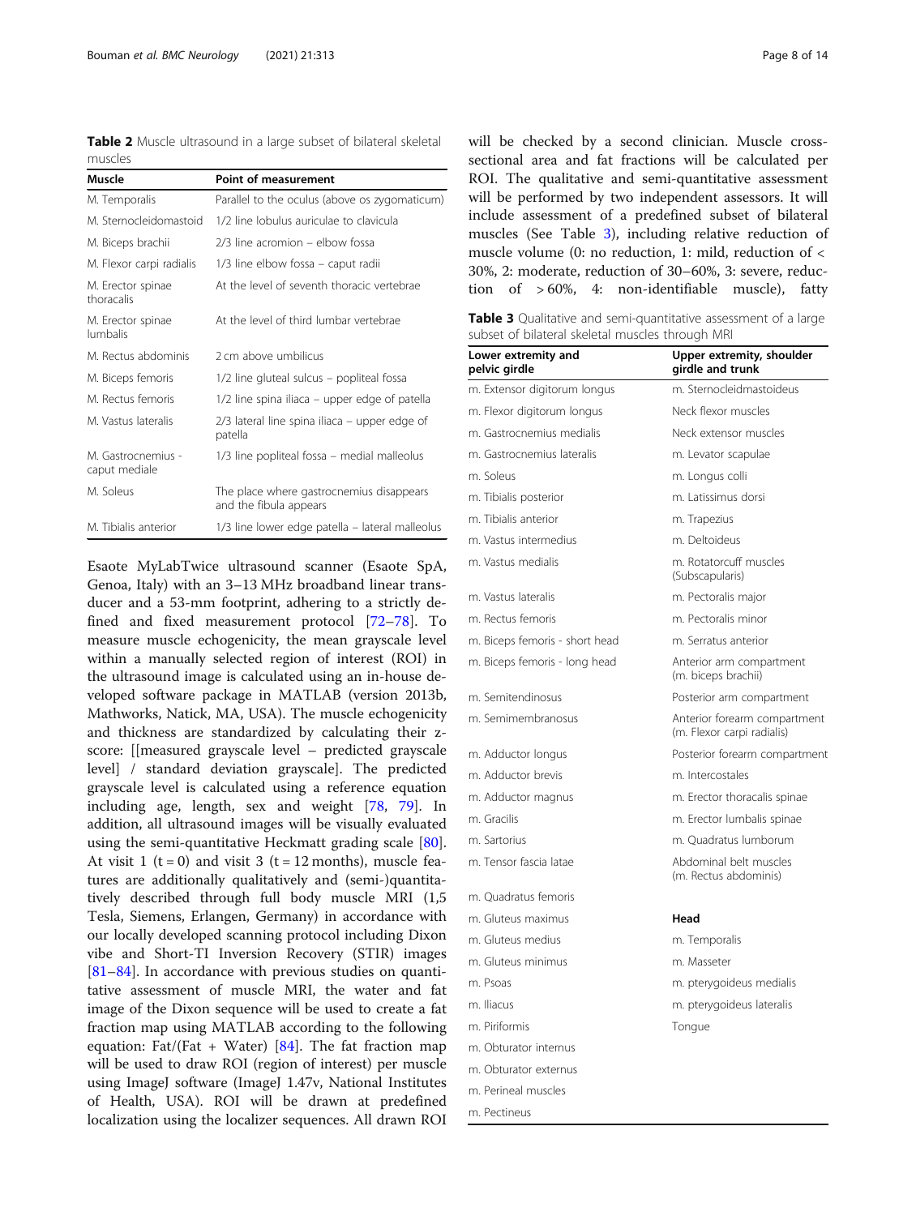**Table 2** Muscle ultrasound in a large subset of bilateral skeletal muscles

| Muscle | Point of measurement |
| --- | --- |
| M. Temporalis | Parallel to the oculus (above os zygomaticum) |
| M. Sternocleidomastoid | 1/2 line lobulus auriculae to clavicula |
| M. Biceps brachii | 2/3 line acromion – elbow fossa |
| M. Flexor carpi radialis | 1/3 line elbow fossa – caput radii |
| M. Erector spinae thoracalis | At the level of seventh thoracic vertebrae |
| M. Erector spinae lumbalis | At the level of third lumbar vertebrae |
| M. Rectus abdominis | 2 cm above umbilicus |
| M. Biceps femoris | 1/2 line gluteal sulcus – popliteal fossa |
| M. Rectus femoris | 1/2 line spina iliaca – upper edge of patella |
| M. Vastus lateralis | 2/3 lateral line spina iliaca – upper edge of patella |
| M. Gastrocnemius - caput mediale | 1/3 line popliteal fossa – medial malleolus |
| M. Soleus | The place where gastrocnemius disappears and the fibula appears |
| M. Tibialis anterior | 1/3 line lower edge patella – lateral malleolus |

Esaote MyLabTwice ultrasound scanner (Esaote SpA, Genoa, Italy) with an 3–13 MHz broadband linear transducer and a 53-mm footprint, adhering to a strictly defined and fixed measurement protocol [72–78]. To measure muscle echogenicity, the mean grayscale level within a manually selected region of interest (ROI) in the ultrasound image is calculated using an in-house developed software package in MATLAB (version 2013b, Mathworks, Natick, MA, USA). The muscle echogenicity and thickness are standardized by calculating their z-score: [[measured grayscale level – predicted grayscale level] / standard deviation grayscale]. The predicted grayscale level is calculated using a reference equation including age, length, sex and weight [78, 79]. In addition, all ultrasound images will be visually evaluated using the semi-quantitative Heckmatt grading scale [80]. At visit 1 ($t = 0$) and visit 3 ($t = 12$ months), muscle features are additionally qualitatively and (semi-)quantitatively described through full body muscle MRI (1,5 Tesla, Siemens, Erlangen, Germany) in accordance with our locally developed scanning protocol including Dixon vibe and Short-TI Inversion Recovery (STIR) images [81–84]. In accordance with previous studies on quantitative assessment of muscle MRI, the water and fat image of the Dixon sequence will be used to create a fat fraction map using MATLAB according to the following equation: Fat/(Fat + Water) [84]. The fat fraction map will be used to draw ROI (region of interest) per muscle using ImageJ software (ImageJ 1.47v, National Institutes of Health, USA). ROI will be drawn at predefined localization using the localizer sequences. All drawn ROI will be checked by a second clinician. Muscle cross-sectional area and fat fractions will be calculated per ROI. The qualitative and semi-quantitative assessment will be performed by two independent assessors. It will include assessment of a predefined subset of bilateral muscles (See Table 3), including relative reduction of muscle volume (0: no reduction, 1: mild, reduction of < 30%, 2: moderate, reduction of 30–60%, 3: severe, reduction of > 60%, 4: non-identifiable muscle), fatty

**Table 3** Qualitative and semi-quantitative assessment of a large subset of bilateral skeletal muscles through MRI

| Lower extremity and pelvic girdle | Upper extremity, shoulder girdle and trunk |
| --- | --- |
| m. Extensor digitorum longus | m. Sternocleidmastoideus |
| m. Flexor digitorum longus | Neck flexor muscles |
| m. Gastrocnemius medialis | Neck extensor muscles |
| m. Gastrocnemius lateralis | m. Levator scapulae |
| m. Soleus | m. Longus colli |
| m. Tibialis posterior | m. Latissimus dorsi |
| m. Tibialis anterior | m. Trapezius |
| m. Vastus intermedius | m. Deltoideus |
| m. Vastus medialis | m. Rotatorcuff muscles (Subscapularis) |
| m. Vastus lateralis | m. Pectoralis major |
| m. Rectus femoris | m. Pectoralis minor |
| m. Biceps femoris - short head | m. Serratus anterior |
| m. Biceps femoris - long head | Anterior arm compartment (m. biceps brachii) |
| m. Semitendinosus | Posterior arm compartment |
| m. Semimembranosus | Anterior forearm compartment (m. Flexor carpi radialis) |
| m. Adductor longus | Posterior forearm compartment |
| m. Adductor brevis | m. Intercostales |
| m. Adductor magnus | m. Erector thoracalis spinae |
| m. Gracilis | m. Erector lumbalis spinae |
| m. Sartorius | m. Quadratus lumborum |
| m. Tensor fascia latae | Abdominal belt muscles (m. Rectus abdominis) |
| m. Quadratus femoris | |
| m. Gluteus maximus | **Head** |
| m. Gluteus medius | m. Temporalis |
| m. Gluteus minimus | m. Masseter |
| m. Psoas | m. pterygoideus medialis |
| m. Iliacus | m. pterygoideus lateralis |
| m. Piriformis | Tongue |
| m. Obturator internus | |
| m. Obturator externus | |
| m. Perineal muscles | |
| m. Pectineus | |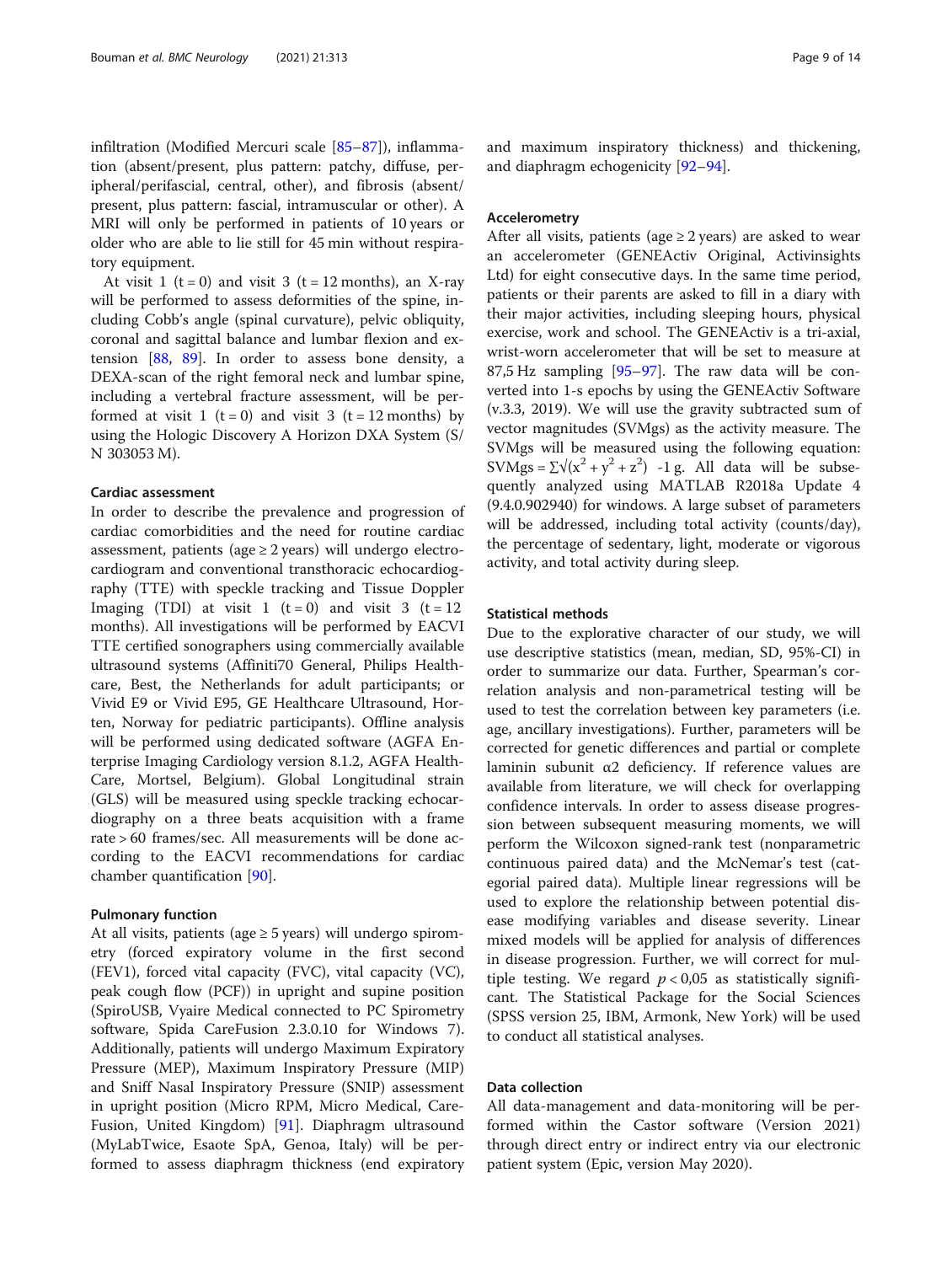infiltration (Modified Mercuri scale [85–87]), inflammation (absent/present, plus pattern: patchy, diffuse, peripheral/perifascial, central, other), and fibrosis (absent/present, plus pattern: fascial, intramuscular or other). A MRI will only be performed in patients of 10 years or older who are able to lie still for 45 min without respiratory equipment.

At visit 1 (t = 0) and visit 3 (t = 12 months), an X-ray will be performed to assess deformities of the spine, including Cobb's angle (spinal curvature), pelvic obliquity, coronal and sagittal balance and lumbar flexion and extension [88, 89]. In order to assess bone density, a DEXA-scan of the right femoral neck and lumbar spine, including a vertebral fracture assessment, will be performed at visit 1 (t = 0) and visit 3 (t = 12 months) by using the Hologic Discovery A Horizon DXA System (S/N 303053 M).

#### Cardiac assessment

In order to describe the prevalence and progression of cardiac comorbidities and the need for routine cardiac assessment, patients (age ≥ 2 years) will undergo electrocardiogram and conventional transthoracic echocardiography (TTE) with speckle tracking and Tissue Doppler Imaging (TDI) at visit 1 (t = 0) and visit 3 (t = 12 months). All investigations will be performed by EACVI TTE certified sonographers using commercially available ultrasound systems (Affiniti70 General, Philips Healthcare, Best, the Netherlands for adult participants; or Vivid E9 or Vivid E95, GE Healthcare Ultrasound, Horten, Norway for pediatric participants). Offline analysis will be performed using dedicated software (AGFA Enterprise Imaging Cardiology version 8.1.2, AGFA HealthCare, Mortsel, Belgium). Global Longitudinal strain (GLS) will be measured using speckle tracking echocardiography on a three beats acquisition with a frame rate > 60 frames/sec. All measurements will be done according to the EACVI recommendations for cardiac chamber quantification [90].

#### Pulmonary function

At all visits, patients (age ≥ 5 years) will undergo spirometry (forced expiratory volume in the first second (FEV1), forced vital capacity (FVC), vital capacity (VC), peak cough flow (PCF)) in upright and supine position (SpiroUSB, Vyaire Medical connected to PC Spirometry software, Spida CareFusion 2.3.0.10 for Windows 7). Additionally, patients will undergo Maximum Expiratory Pressure (MEP), Maximum Inspiratory Pressure (MIP) and Sniff Nasal Inspiratory Pressure (SNIP) assessment in upright position (Micro RPM, Micro Medical, CareFusion, United Kingdom) [91]. Diaphragm ultrasound (MyLabTwice, Esaote SpA, Genoa, Italy) will be performed to assess diaphragm thickness (end expiratory and maximum inspiratory thickness) and thickening, and diaphragm echogenicity [92–94].

#### Accelerometry

After all visits, patients (age ≥ 2 years) are asked to wear an accelerometer (GENEActiv Original, Activinsights Ltd) for eight consecutive days. In the same time period, patients or their parents are asked to fill in a diary with their major activities, including sleeping hours, physical exercise, work and school. The GENEActiv is a tri-axial, wrist-worn accelerometer that will be set to measure at 87,5 Hz sampling [95–97]. The raw data will be converted into 1-s epochs by using the GENEActiv Software (v.3.3, 2019). We will use the gravity subtracted sum of vector magnitudes (SVMgs) as the activity measure. The SVMgs will be measured using the following equation: $SVMgs = \sum\sqrt{(x^2 + y^2 + z^2)} - 1\,g$. All data will be subsequently analyzed using MATLAB R2018a Update 4 (9.4.0.902940) for windows. A large subset of parameters will be addressed, including total activity (counts/day), the percentage of sedentary, light, moderate or vigorous activity, and total activity during sleep.

#### Statistical methods

Due to the explorative character of our study, we will use descriptive statistics (mean, median, SD, 95%-CI) in order to summarize our data. Further, Spearman's correlation analysis and non-parametrical testing will be used to test the correlation between key parameters (i.e. age, ancillary investigations). Further, parameters will be corrected for genetic differences and partial or complete laminin subunit α2 deficiency. If reference values are available from literature, we will check for overlapping confidence intervals. In order to assess disease progression between subsequent measuring moments, we will perform the Wilcoxon signed-rank test (nonparametric continuous paired data) and the McNemar's test (categorial paired data). Multiple linear regressions will be used to explore the relationship between potential disease modifying variables and disease severity. Linear mixed models will be applied for analysis of differences in disease progression. Further, we will correct for multiple testing. We regard $p < 0{,}05$ as statistically significant. The Statistical Package for the Social Sciences (SPSS version 25, IBM, Armonk, New York) will be used to conduct all statistical analyses.

#### Data collection

All data-management and data-monitoring will be performed within the Castor software (Version 2021) through direct entry or indirect entry via our electronic patient system (Epic, version May 2020).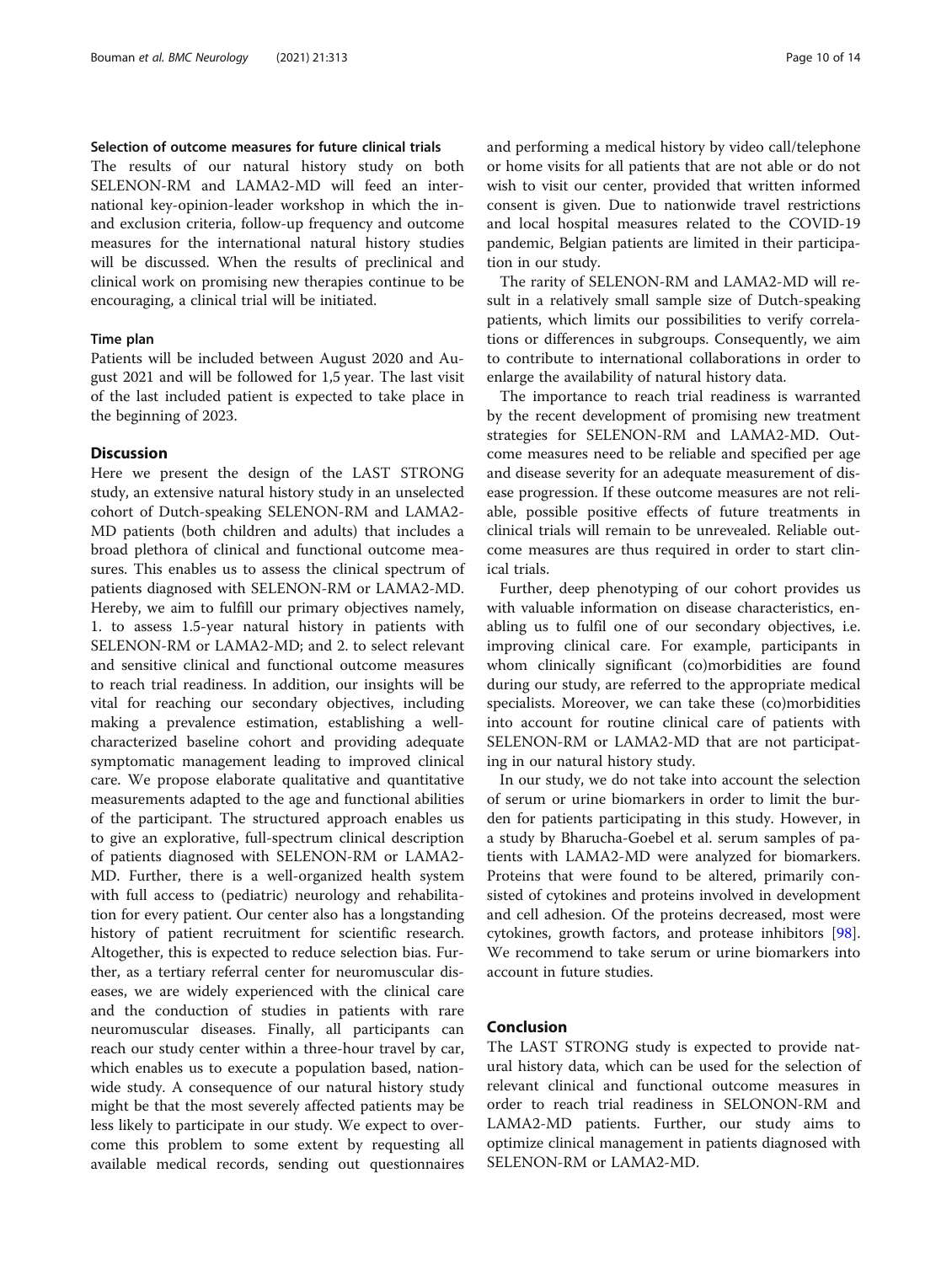### Selection of outcome measures for future clinical trials

The results of our natural history study on both SELENON-RM and LAMA2-MD will feed an international key-opinion-leader workshop in which the in- and exclusion criteria, follow-up frequency and outcome measures for the international natural history studies will be discussed. When the results of preclinical and clinical work on promising new therapies continue to be encouraging, a clinical trial will be initiated.

### Time plan

Patients will be included between August 2020 and August 2021 and will be followed for 1,5 year. The last visit of the last included patient is expected to take place in the beginning of 2023.

## Discussion

Here we present the design of the LAST STRONG study, an extensive natural history study in an unselected cohort of Dutch-speaking SELENON-RM and LAMA2-MD patients (both children and adults) that includes a broad plethora of clinical and functional outcome measures. This enables us to assess the clinical spectrum of patients diagnosed with SELENON-RM or LAMA2-MD. Hereby, we aim to fulfill our primary objectives namely, 1. to assess 1.5-year natural history in patients with SELENON-RM or LAMA2-MD; and 2. to select relevant and sensitive clinical and functional outcome measures to reach trial readiness. In addition, our insights will be vital for reaching our secondary objectives, including making a prevalence estimation, establishing a well-characterized baseline cohort and providing adequate symptomatic management leading to improved clinical care. We propose elaborate qualitative and quantitative measurements adapted to the age and functional abilities of the participant. The structured approach enables us to give an explorative, full-spectrum clinical description of patients diagnosed with SELENON-RM or LAMA2-MD. Further, there is a well-organized health system with full access to (pediatric) neurology and rehabilitation for every patient. Our center also has a longstanding history of patient recruitment for scientific research. Altogether, this is expected to reduce selection bias. Further, as a tertiary referral center for neuromuscular diseases, we are widely experienced with the clinical care and the conduction of studies in patients with rare neuromuscular diseases. Finally, all participants can reach our study center within a three-hour travel by car, which enables us to execute a population based, nationwide study. A consequence of our natural history study might be that the most severely affected patients may be less likely to participate in our study. We expect to overcome this problem to some extent by requesting all available medical records, sending out questionnaires and performing a medical history by video call/telephone or home visits for all patients that are not able or do not wish to visit our center, provided that written informed consent is given. Due to nationwide travel restrictions and local hospital measures related to the COVID-19 pandemic, Belgian patients are limited in their participation in our study.

The rarity of SELENON-RM and LAMA2-MD will result in a relatively small sample size of Dutch-speaking patients, which limits our possibilities to verify correlations or differences in subgroups. Consequently, we aim to contribute to international collaborations in order to enlarge the availability of natural history data.

The importance to reach trial readiness is warranted by the recent development of promising new treatment strategies for SELENON-RM and LAMA2-MD. Outcome measures need to be reliable and specified per age and disease severity for an adequate measurement of disease progression. If these outcome measures are not reliable, possible positive effects of future treatments in clinical trials will remain to be unrevealed. Reliable outcome measures are thus required in order to start clinical trials.

Further, deep phenotyping of our cohort provides us with valuable information on disease characteristics, enabling us to fulfil one of our secondary objectives, i.e. improving clinical care. For example, participants in whom clinically significant (co)morbidities are found during our study, are referred to the appropriate medical specialists. Moreover, we can take these (co)morbidities into account for routine clinical care of patients with SELENON-RM or LAMA2-MD that are not participating in our natural history study.

In our study, we do not take into account the selection of serum or urine biomarkers in order to limit the burden for patients participating in this study. However, in a study by Bharucha-Goebel et al. serum samples of patients with LAMA2-MD were analyzed for biomarkers. Proteins that were found to be altered, primarily consisted of cytokines and proteins involved in development and cell adhesion. Of the proteins decreased, most were cytokines, growth factors, and protease inhibitors [98]. We recommend to take serum or urine biomarkers into account in future studies.

## Conclusion

The LAST STRONG study is expected to provide natural history data, which can be used for the selection of relevant clinical and functional outcome measures in order to reach trial readiness in SELONON-RM and LAMA2-MD patients. Further, our study aims to optimize clinical management in patients diagnosed with SELENON-RM or LAMA2-MD.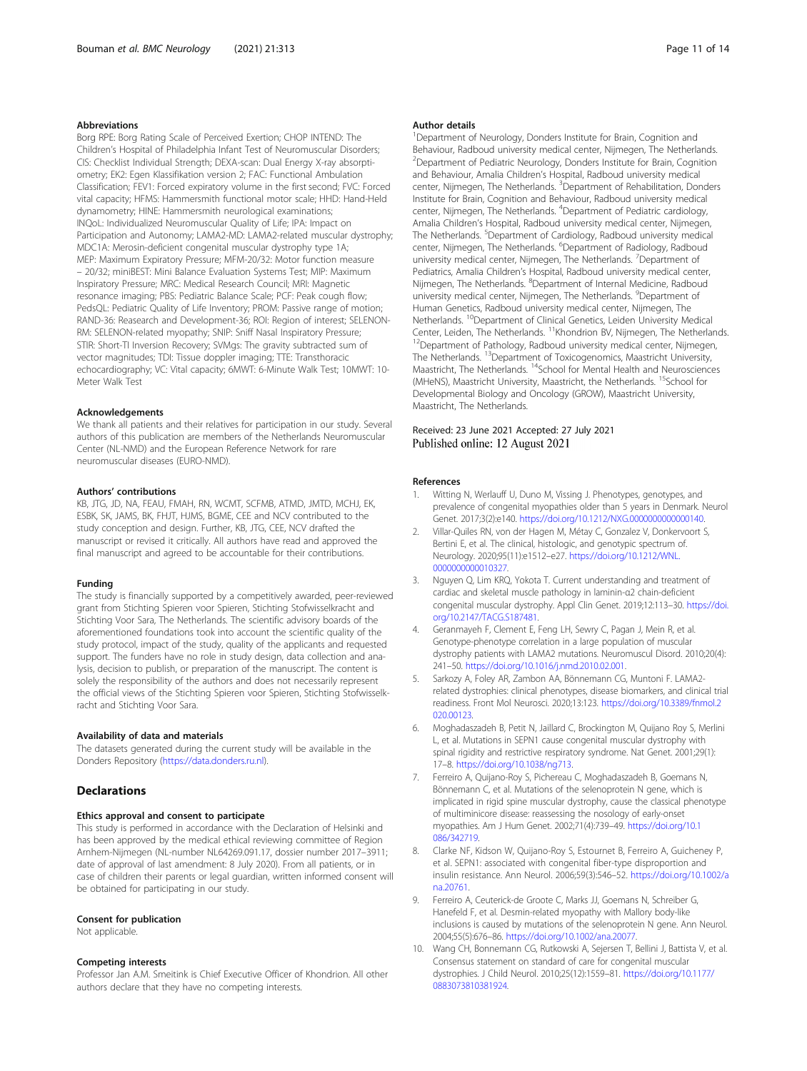### Abbreviations

Borg RPE: Borg Rating Scale of Perceived Exertion; CHOP INTEND: The Children's Hospital of Philadelphia Infant Test of Neuromuscular Disorders; CIS: Checklist Individual Strength; DEXA-scan: Dual Energy X-ray absorptiometry; EK2: Egen Klassifikation version 2; FAC: Functional Ambulation Classification; FEV1: Forced expiratory volume in the first second; FVC: Forced vital capacity; HFMS: Hammersmith functional motor scale; HHD: Hand-Held dynamometry; HINE: Hammersmith neurological examinations; INQoL: Individualized Neuromuscular Quality of Life; IPA: Impact on Participation and Autonomy; LAMA2-MD: LAMA2-related muscular dystrophy; MDC1A: Merosin-deficient congenital muscular dystrophy type 1A; MEP: Maximum Expiratory Pressure; MFM-20/32: Motor function measure – 20/32; miniBEST: Mini Balance Evaluation Systems Test; MIP: Maximum Inspiratory Pressure; MRC: Medical Research Council; MRI: Magnetic resonance imaging; PBS: Pediatric Balance Scale; PCF: Peak cough flow; PedsQL: Pediatric Quality of Life Inventory; PROM: Passive range of motion; RAND-36: Reasearch and Development-36; ROI: Region of interest; SELENON-RM: SELENON-related myopathy; SNIP: Sniff Nasal Inspiratory Pressure; STIR: Short-TI Inversion Recovery; SVMgs: The gravity subtracted sum of vector magnitudes; TDI: Tissue doppler imaging; TTE: Transthoracic echocardiography; VC: Vital capacity; 6MWT: 6-Minute Walk Test; 10MWT: 10-Meter Walk Test

### Acknowledgements

We thank all patients and their relatives for participation in our study. Several authors of this publication are members of the Netherlands Neuromuscular Center (NL-NMD) and the European Reference Network for rare neuromuscular diseases (EURO-NMD).

### Authors' contributions

KB, JTG, JD, NA, FEAU, FMAH, RN, WCMT, SCFMB, ATMD, JMTD, MCHJ, EK, ESBK, SK, JAMS, BK, FHJT, HJMS, BGME, CEE and NCV contributed to the study conception and design. Further, KB, JTG, CEE, NCV drafted the manuscript or revised it critically. All authors have read and approved the final manuscript and agreed to be accountable for their contributions.

### Funding

The study is financially supported by a competitively awarded, peer-reviewed grant from Stichting Spieren voor Spieren, Stichting Stofwisselkracht and Stichting Voor Sara, The Netherlands. The scientific advisory boards of the aforementioned foundations took into account the scientific quality of the study protocol, impact of the study, quality of the applicants and requested support. The funders have no role in study design, data collection and analysis, decision to publish, or preparation of the manuscript. The content is solely the responsibility of the authors and does not necessarily represent the official views of the Stichting Spieren voor Spieren, Stichting Stofwisselkracht and Stichting Voor Sara.

### Availability of data and materials

The datasets generated during the current study will be available in the Donders Repository (https://data.donders.ru.nl).

## Declarations

### Ethics approval and consent to participate

This study is performed in accordance with the Declaration of Helsinki and has been approved by the medical ethical reviewing committee of Region Arnhem-Nijmegen (NL-number NL64269.091.17, dossier number 2017–3911; date of approval of last amendment: 8 July 2020). From all patients, or in case of children their parents or legal guardian, written informed consent will be obtained for participating in our study.

### Consent for publication

Not applicable.

### Competing interests

Professor Jan A.M. Smeitink is Chief Executive Officer of Khondrion. All other authors declare that they have no competing interests.

### Author details

[1]Department of Neurology, Donders Institute for Brain, Cognition and Behaviour, Radboud university medical center, Nijmegen, The Netherlands. [2]Department of Pediatric Neurology, Donders Institute for Brain, Cognition and Behaviour, Amalia Children's Hospital, Radboud university medical center, Nijmegen, The Netherlands. [3]Department of Rehabilitation, Donders Institute for Brain, Cognition and Behaviour, Radboud university medical center, Nijmegen, The Netherlands. [4]Department of Pediatric cardiology, Amalia Children's Hospital, Radboud university medical center, Nijmegen, The Netherlands. [5]Department of Cardiology, Radboud university medical center, Nijmegen, The Netherlands. [6]Department of Radiology, Radboud university medical center, Nijmegen, The Netherlands. [7]Department of Pediatrics, Amalia Children's Hospital, Radboud university medical center, Nijmegen, The Netherlands. [8]Department of Internal Medicine, Radboud university medical center, Nijmegen, The Netherlands. [9]Department of Human Genetics, Radboud university medical center, Nijmegen, The Netherlands. [10]Department of Clinical Genetics, Leiden University Medical Center, Leiden, The Netherlands. [11]Khondrion BV, Nijmegen, The Netherlands. [12]Department of Pathology, Radboud university medical center, Nijmegen, The Netherlands. [13]Department of Toxicogenomics, Maastricht University, Maastricht, The Netherlands. [14]School for Mental Health and Neurosciences (MHeNS), Maastricht University, Maastricht, the Netherlands. [15]School for Developmental Biology and Oncology (GROW), Maastricht University, Maastricht, The Netherlands.

Received: 23 June 2021 Accepted: 27 July 2021
Published online: 12 August 2021

### References

1. Witting N, Werlauff U, Duno M, Vissing J. Phenotypes, genotypes, and prevalence of congenital myopathies older than 5 years in Denmark. Neurol Genet. 2017;3(2):e140. https://doi.org/10.1212/NXG.0000000000000140.
2. Villar-Quiles RN, von der Hagen M, Métay C, Gonzalez V, Donkervoort S, Bertini E, et al. The clinical, histologic, and genotypic spectrum of. Neurology. 2020;95(11):e1512–e27. https://doi.org/10.1212/WNL.0000000000010327.
3. Nguyen Q, Lim KRQ, Yokota T. Current understanding and treatment of cardiac and skeletal muscle pathology in laminin-α2 chain-deficient congenital muscular dystrophy. Appl Clin Genet. 2019;12:113–30. https://doi.org/10.2147/TACG.S187481.
4. Geranmayeh F, Clement E, Feng LH, Sewry C, Pagan J, Mein R, et al. Genotype-phenotype correlation in a large population of muscular dystrophy patients with LAMA2 mutations. Neuromuscul Disord. 2010;20(4):241–50. https://doi.org/10.1016/j.nmd.2010.02.001.
5. Sarkozy A, Foley AR, Zambon AA, Bönnemann CG, Muntoni F. LAMA2-related dystrophies: clinical phenotypes, disease biomarkers, and clinical trial readiness. Front Mol Neurosci. 2020;13:123. https://doi.org/10.3389/fnmol.2020.00123.
6. Moghadaszadeh B, Petit N, Jaillard C, Brockington M, Quijano Roy S, Merlini L, et al. Mutations in SEPN1 cause congenital muscular dystrophy with spinal rigidity and restrictive respiratory syndrome. Nat Genet. 2001;29(1):17–8. https://doi.org/10.1038/ng713.
7. Ferreiro A, Quijano-Roy S, Pichereau C, Moghadaszadeh B, Goemans N, Bönnemann C, et al. Mutations of the selenoprotein N gene, which is implicated in rigid spine muscular dystrophy, cause the classical phenotype of multiminicore disease: reassessing the nosology of early-onset myopathies. Am J Hum Genet. 2002;71(4):739–49. https://doi.org/10.1086/342719.
8. Clarke NF, Kidson W, Quijano-Roy S, Estournet B, Ferreiro A, Guicheney P, et al. SEPN1: associated with congenital fiber-type disproportion and insulin resistance. Ann Neurol. 2006;59(3):546–52. https://doi.org/10.1002/ana.20761.
9. Ferreiro A, Ceuterick-de Groote C, Marks JJ, Goemans N, Schreiber G, Hanefeld F, et al. Desmin-related myopathy with Mallory body-like inclusions is caused by mutations of the selenoprotein N gene. Ann Neurol. 2004;55(5):676–86. https://doi.org/10.1002/ana.20077.
10. Wang CH, Bonnemann CG, Rutkowski A, Sejersen T, Bellini J, Battista V, et al. Consensus statement on standard of care for congenital muscular dystrophies. J Child Neurol. 2010;25(12):1559–81. https://doi.org/10.1177/0883073810381924.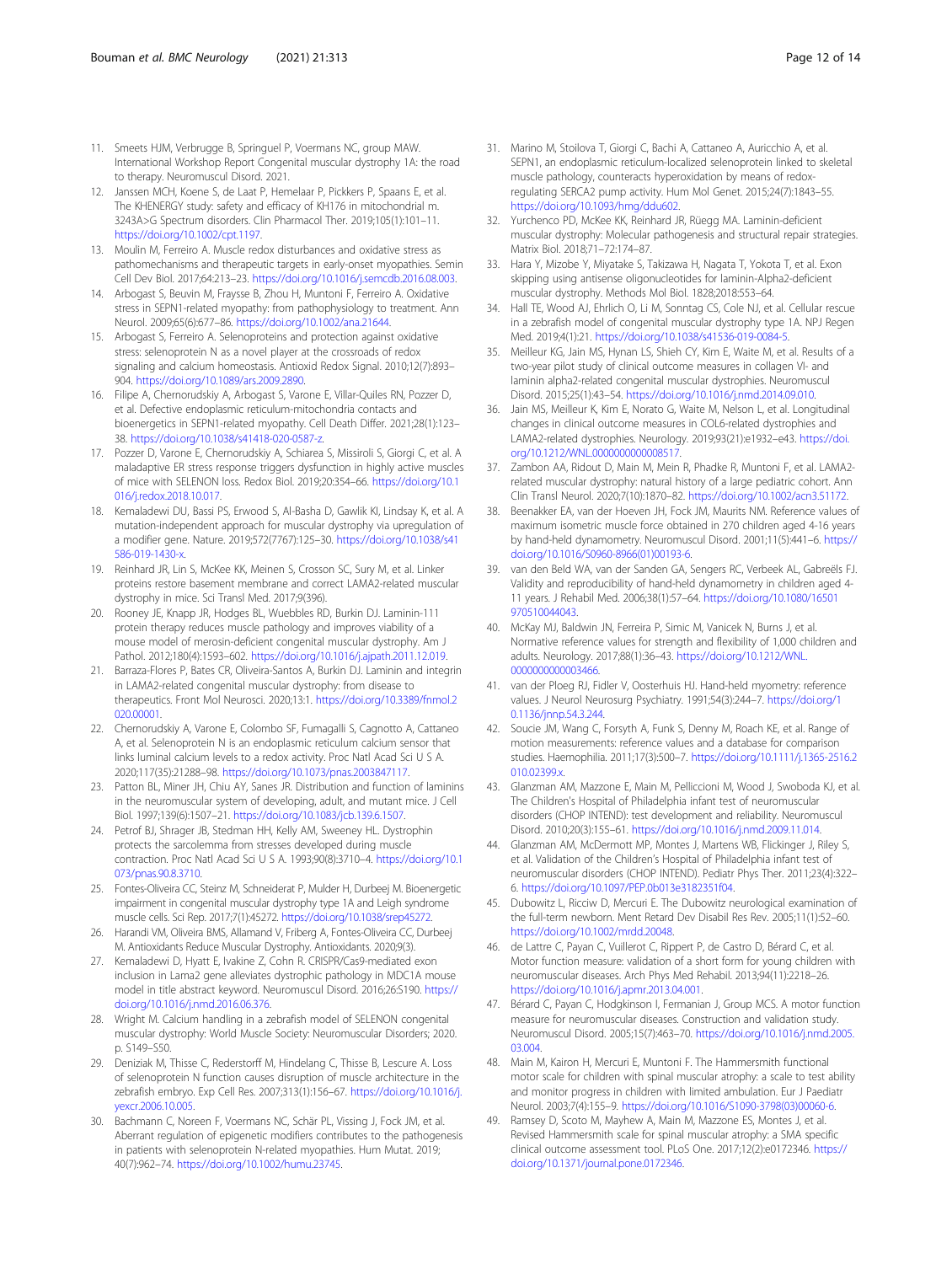11. Smeets HJM, Verbrugge B, Springuel P, Voermans NC, group MAW. International Workshop Report Congenital muscular dystrophy 1A: the road to therapy. Neuromuscul Disord. 2021.
12. Janssen MCH, Koene S, de Laat P, Hemelaar P, Pickkers P, Spaans E, et al. The KHENERGY study: safety and efficacy of KH176 in mitochondrial m. 3243A>G Spectrum disorders. Clin Pharmacol Ther. 2019;105(1):101–11. https://doi.org/10.1002/cpt.1197.
13. Moulin M, Ferreiro A. Muscle redox disturbances and oxidative stress as pathomechanisms and therapeutic targets in early-onset myopathies. Semin Cell Dev Biol. 2017;64:213–23. https://doi.org/10.1016/j.semcdb.2016.08.003.
14. Arbogast S, Beuvin M, Fraysse B, Zhou H, Muntoni F, Ferreiro A. Oxidative stress in SEPN1-related myopathy: from pathophysiology to treatment. Ann Neurol. 2009;65(6):677–86. https://doi.org/10.1002/ana.21644.
15. Arbogast S, Ferreiro A. Selenoproteins and protection against oxidative stress: selenoprotein N as a novel player at the crossroads of redox signaling and calcium homeostasis. Antioxid Redox Signal. 2010;12(7):893–904. https://doi.org/10.1089/ars.2009.2890.
16. Filipe A, Chernorudskiy A, Arbogast S, Varone E, Villar-Quiles RN, Pozzer D, et al. Defective endoplasmic reticulum-mitochondria contacts and bioenergetics in SEPN1-related myopathy. Cell Death Differ. 2021;28(1):123–38. https://doi.org/10.1038/s41418-020-0587-z.
17. Pozzer D, Varone E, Chernorudskiy A, Schiarea S, Missiroli S, Giorgi C, et al. A maladaptive ER stress response triggers dysfunction in highly active muscles of mice with SELENON loss. Redox Biol. 2019;20:354–66. https://doi.org/10.1016/j.redox.2018.10.017.
18. Kemaladewi DU, Bassi PS, Erwood S, Al-Basha D, Gawlik KI, Lindsay K, et al. A mutation-independent approach for muscular dystrophy via upregulation of a modifier gene. Nature. 2019;572(7767):125–30. https://doi.org/10.1038/s41586-019-1430-x.
19. Reinhard JR, Lin S, McKee KK, Meinen S, Crosson SC, Sury M, et al. Linker proteins restore basement membrane and correct LAMA2-related muscular dystrophy in mice. Sci Transl Med. 2017;9(396).
20. Rooney JE, Knapp JR, Hodges BL, Wuebbles RD, Burkin DJ. Laminin-111 protein therapy reduces muscle pathology and improves viability of a mouse model of merosin-deficient congenital muscular dystrophy. Am J Pathol. 2012;180(4):1593–602. https://doi.org/10.1016/j.ajpath.2011.12.019.
21. Barraza-Flores P, Bates CR, Oliveira-Santos A, Burkin DJ. Laminin and integrin in LAMA2-related congenital muscular dystrophy: from disease to therapeutics. Front Mol Neurosci. 2020;13:1. https://doi.org/10.3389/fnmol.2020.00001.
22. Chernorudskiy A, Varone E, Colombo SF, Fumagalli S, Cagnotto A, Cattaneo A, et al. Selenoprotein N is an endoplasmic reticulum calcium sensor that links luminal calcium levels to a redox activity. Proc Natl Acad Sci U S A. 2020;117(35):21288–98. https://doi.org/10.1073/pnas.2003847117.
23. Patton BL, Miner JH, Chiu AY, Sanes JR. Distribution and function of laminins in the neuromuscular system of developing, adult, and mutant mice. J Cell Biol. 1997;139(6):1507–21. https://doi.org/10.1083/jcb.139.6.1507.
24. Petrof BJ, Shrager JB, Stedman HH, Kelly AM, Sweeney HL. Dystrophin protects the sarcolemma from stresses developed during muscle contraction. Proc Natl Acad Sci U S A. 1993;90(8):3710–4. https://doi.org/10.1073/pnas.90.8.3710.
25. Fontes-Oliveira CC, Steinz M, Schneiderat P, Mulder H, Durbeej M. Bioenergetic impairment in congenital muscular dystrophy type 1A and Leigh syndrome muscle cells. Sci Rep. 2017;7(1):45272. https://doi.org/10.1038/srep45272.
26. Harandi VM, Oliveira BMS, Allamand V, Friberg A, Fontes-Oliveira CC, Durbeej M. Antioxidants Reduce Muscular Dystrophy. Antioxidants. 2020;9(3).
27. Kemaladewi D, Hyatt E, Ivakine Z, Cohn R. CRISPR/Cas9-mediated exon inclusion in Lama2 gene alleviates dystrophic pathology in MDC1A mouse model in title abstract keyword. Neuromuscul Disord. 2016;26:S190. https://doi.org/10.1016/j.nmd.2016.06.376.
28. Wright M. Calcium handling in a zebrafish model of SELENON congenital muscular dystrophy: World Muscle Society: Neuromuscular Disorders; 2020. p. S149–S50.
29. Deniziak M, Thisse C, Rederstorff M, Hindelang C, Thisse B, Lescure A. Loss of selenoprotein N function causes disruption of muscle architecture in the zebrafish embryo. Exp Cell Res. 2007;313(1):156–67. https://doi.org/10.1016/j.yexcr.2006.10.005.
30. Bachmann C, Noreen F, Voermans NC, Schär PL, Vissing J, Fock JM, et al. Aberrant regulation of epigenetic modifiers contributes to the pathogenesis in patients with selenoprotein N-related myopathies. Hum Mutat. 2019;40(7):962–74. https://doi.org/10.1002/humu.23745.
31. Marino M, Stoilova T, Giorgi C, Bachi A, Cattaneo A, Auricchio A, et al. SEPN1, an endoplasmic reticulum-localized selenoprotein linked to skeletal muscle pathology, counteracts hyperoxidation by means of redox-regulating SERCA2 pump activity. Hum Mol Genet. 2015;24(7):1843–55. https://doi.org/10.1093/hmg/ddu602.
32. Yurchenco PD, McKee KK, Reinhard JR, Rüegg MA. Laminin-deficient muscular dystrophy: Molecular pathogenesis and structural repair strategies. Matrix Biol. 2018;71–72:174–87.
33. Hara Y, Mizobe Y, Miyatake S, Takizawa H, Nagata T, Yokota T, et al. Exon skipping using antisense oligonucleotides for laminin-Alpha2-deficient muscular dystrophy. Methods Mol Biol. 1828;2018:553–64.
34. Hall TE, Wood AJ, Ehrlich O, Li M, Sonntag CS, Cole NJ, et al. Cellular rescue in a zebrafish model of congenital muscular dystrophy type 1A. NPJ Regen Med. 2019;4(1):21. https://doi.org/10.1038/s41536-019-0084-5.
35. Meilleur KG, Jain MS, Hynan LS, Shieh CY, Kim E, Waite M, et al. Results of a two-year pilot study of clinical outcome measures in collagen VI- and laminin alpha2-related congenital muscular dystrophies. Neuromuscul Disord. 2015;25(1):43–54. https://doi.org/10.1016/j.nmd.2014.09.010.
36. Jain MS, Meilleur K, Kim E, Norato G, Waite M, Nelson L, et al. Longitudinal changes in clinical outcome measures in COL6-related dystrophies and LAMA2-related dystrophies. Neurology. 2019;93(21):e1932–e43. https://doi.org/10.1212/WNL.0000000000008517.
37. Zambon AA, Ridout D, Main M, Mein R, Phadke R, Muntoni F, et al. LAMA2-related muscular dystrophy: natural history of a large pediatric cohort. Ann Clin Transl Neurol. 2020;7(10):1870–82. https://doi.org/10.1002/acn3.51172.
38. Beenakker EA, van der Hoeven JH, Fock JM, Maurits NM. Reference values of maximum isometric muscle force obtained in 270 children aged 4-16 years by hand-held dynamometry. Neuromuscul Disord. 2001;11(5):441–6. https://doi.org/10.1016/S0960-8966(01)00193-6.
39. van den Beld WA, van der Sanden GA, Sengers RC, Verbeek AL, Gabreëls FJ. Validity and reproducibility of hand-held dynamometry in children aged 4-11 years. J Rehabil Med. 2006;38(1):57–64. https://doi.org/10.1080/16501970510044043.
40. McKay MJ, Baldwin JN, Ferreira P, Simic M, Vanicek N, Burns J, et al. Normative reference values for strength and flexibility of 1,000 children and adults. Neurology. 2017;88(1):36–43. https://doi.org/10.1212/WNL.0000000000003466.
41. van der Ploeg RJ, Fidler V, Oosterhuis HJ. Hand-held myometry: reference values. J Neurol Neurosurg Psychiatry. 1991;54(3):244–7. https://doi.org/10.1136/jnnp.54.3.244.
42. Soucie JM, Wang C, Forsyth A, Funk S, Denny M, Roach KE, et al. Range of motion measurements: reference values and a database for comparison studies. Haemophilia. 2011;17(3):500–7. https://doi.org/10.1111/j.1365-2516.2010.02399.x.
43. Glanzman AM, Mazzone E, Main M, Pelliccioni M, Wood J, Swoboda KJ, et al. The Children's Hospital of Philadelphia infant test of neuromuscular disorders (CHOP INTEND): test development and reliability. Neuromuscul Disord. 2010;20(3):155–61. https://doi.org/10.1016/j.nmd.2009.11.014.
44. Glanzman AM, McDermott MP, Montes J, Martens WB, Flickinger J, Riley S, et al. Validation of the Children's Hospital of Philadelphia infant test of neuromuscular disorders (CHOP INTEND). Pediatr Phys Ther. 2011;23(4):322–6. https://doi.org/10.1097/PEP.0b013e3182351f04.
45. Dubowitz L, Ricciw D, Mercuri E. The Dubowitz neurological examination of the full-term newborn. Ment Retard Dev Disabil Res Rev. 2005;11(1):52–60. https://doi.org/10.1002/mrdd.20048.
46. de Lattre C, Payan C, Vuillerot C, Rippert P, de Castro D, Bérard C, et al. Motor function measure: validation of a short form for young children with neuromuscular diseases. Arch Phys Med Rehabil. 2013;94(11):2218–26. https://doi.org/10.1016/j.apmr.2013.04.001.
47. Bérard C, Payan C, Hodgkinson I, Fermanian J, Group MCS. A motor function measure for neuromuscular diseases. Construction and validation study. Neuromuscul Disord. 2005;15(7):463–70. https://doi.org/10.1016/j.nmd.2005.03.004.
48. Main M, Kairon H, Mercuri E, Muntoni F. The Hammersmith functional motor scale for children with spinal muscular atrophy: a scale to test ability and monitor progress in children with limited ambulation. Eur J Paediatr Neurol. 2003;7(4):155–9. https://doi.org/10.1016/S1090-3798(03)00060-6.
49. Ramsey D, Scoto M, Mayhew A, Main M, Mazzone ES, Montes J, et al. Revised Hammersmith scale for spinal muscular atrophy: a SMA specific clinical outcome assessment tool. PLoS One. 2017;12(2):e0172346. https://doi.org/10.1371/journal.pone.0172346.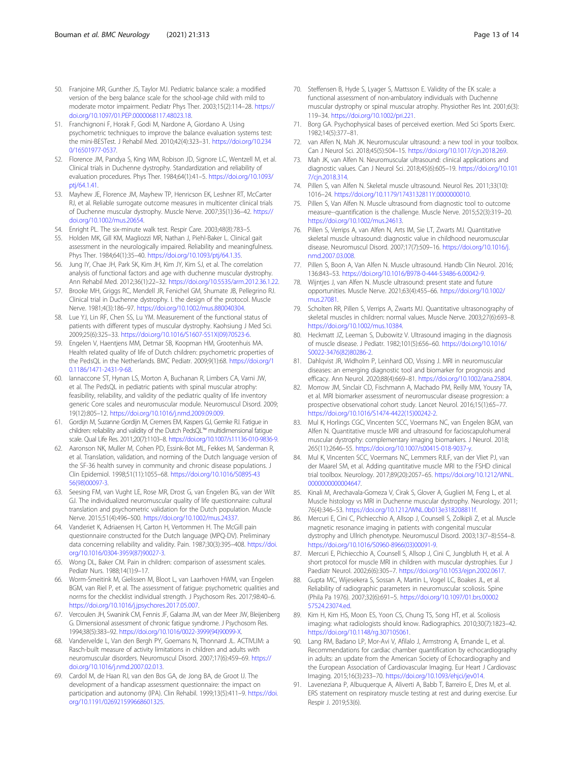50. Franjoine MR, Gunther JS, Taylor MJ. Pediatric balance scale: a modified version of the berg balance scale for the school-age child with mild to moderate motor impairment. Pediatr Phys Ther. 2003;15(2):114–28. https://doi.org/10.1097/01.PEP.0000068117.48023.18.
51. Franchignoni F, Horak F, Godi M, Nardone A, Giordano A. Using psychometric techniques to improve the balance evaluation systems test: the mini-BESTest. J Rehabil Med. 2010;42(4):323–31. https://doi.org/10.2340/16501977-0537.
52. Florence JM, Pandya S, King WM, Robison JD, Signore LC, Wentzell M, et al. Clinical trials in Duchenne dystrophy. Standardization and reliability of evaluation procedures. Phys Ther. 1984;64(1):41–5. https://doi.org/10.1093/ptj/64.1.41.
53. Mayhew JE, Florence JM, Mayhew TP, Henricson EK, Leshner RT, McCarter RJ, et al. Reliable surrogate outcome measures in multicenter clinical trials of Duchenne muscular dystrophy. Muscle Nerve. 2007;35(1):36–42. https://doi.org/10.1002/mus.20654.
54. Enright PL. The six-minute walk test. Respir Care. 2003;48(8):783–5.
55. Holden MK, Gill KM, Magliozzi MR, Nathan J, Piehl-Baker L. Clinical gait assessment in the neurologically impaired. Reliability and meaningfulness. Phys Ther. 1984;64(1):35–40. https://doi.org/10.1093/ptj/64.1.35.
56. Jung IY, Chae JH, Park SK, Kim JH, Kim JY, Kim SJ, et al. The correlation analysis of functional factors and age with duchenne muscular dystrophy. Ann Rehabil Med. 2012;36(1):22–32. https://doi.org/10.5535/arm.2012.36.1.22.
57. Brooke MH, Griggs RC, Mendell JR, Fenichel GM, Shumate JB, Pellegrino RJ. Clinical trial in Duchenne dystrophy. I. the design of the protocol. Muscle Nerve. 1981;4(3):186–97. https://doi.org/10.1002/mus.880040304.
58. Lue YJ, Lin RF, Chen SS, Lu YM. Measurement of the functional status of patients with different types of muscular dystrophy. Kaohsiung J Med Sci. 2009;25(6):325–33. https://doi.org/10.1016/S1607-551X(09)70523-6.
59. Engelen V, Haentjens MM, Detmar SB, Koopman HM, Grootenhuis MA. Health related quality of life of Dutch children: psychometric properties of the PedsQL in the Netherlands. BMC Pediatr. 2009;9(1):68. https://doi.org/10.1186/1471-2431-9-68.
60. Iannaccone ST, Hynan LS, Morton A, Buchanan R, Limbers CA, Varni JW, et al. The PedsQL in pediatric patients with spinal muscular atrophy: feasibility, reliability, and validity of the pediatric quality of life inventory generic Core scales and neuromuscular module. Neuromuscul Disord. 2009;19(12):805–12. https://doi.org/10.1016/j.nmd.2009.09.009.
61. Gordijn M, Suzanne Gordijn M, Cremers EM, Kaspers GJ, Gemke RJ. Fatigue in children: reliability and validity of the Dutch PedsQL™ multidimensional fatigue scale. Qual Life Res. 2011;20(7):1103–8. https://doi.org/10.1007/s11136-010-9836-9.
62. Aaronson NK, Muller M, Cohen PD, Essink-Bot ML, Fekkes M, Sanderman R, et al. Translation, validation, and norming of the Dutch language version of the SF-36 health survey in community and chronic disease populations. J Clin Epidemiol. 1998;51(11):1055–68. https://doi.org/10.1016/S0895-4356(98)00097-3.
63. Seesing FM, van Vught LE, Rose MR, Drost G, van Engelen BG, van der Wilt GJ. The individualized neuromuscular quality of life questionnaire: cultural translation and psychometric validation for the Dutch population. Muscle Nerve. 2015;51(4):496–500. https://doi.org/10.1002/mus.24337.
64. Vanderiet K, Adriaensen H, Carton H, Vertommen H. The McGill pain questionnaire constructed for the Dutch language (MPQ-DV). Preliminary data concerning reliability and validity. Pain. 1987;30(3):395–408. https://doi.org/10.1016/0304-3959(87)90027-3.
65. Wong DL, Baker CM. Pain in children: comparison of assessment scales. Pediatr Nurs. 1988;14(1):9–17.
66. Worm-Smeitink M, Gielissen M, Bloot L, van Laarhoven HWM, van Engelen BGM, van Riel P, et al. The assessment of fatigue: psychometric qualities and norms for the checklist individual strength. J Psychosom Res. 2017;98:40–6. https://doi.org/10.1016/j.jpsychores.2017.05.007.
67. Vercoulen JH, Swanink CM, Fennis JF, Galama JM, van der Meer JW, Bleijenberg G. Dimensional assessment of chronic fatigue syndrome. J Psychosom Res. 1994;38(5):383–92. https://doi.org/10.1016/0022-3999(94)90099-X.
68. Vandervelde L, Van den Bergh PY, Goemans N, Thonnard JL. ACTIVLIM: a Rasch-built measure of activity limitations in children and adults with neuromuscular disorders. Neuromuscul Disord. 2007;17(6):459–69. https://doi.org/10.1016/j.nmd.2007.02.013.
69. Cardol M, de Haan RJ, van den Bos GA, de Jong BA, de Groot IJ. The development of a handicap assessment questionnaire: the impact on participation and autonomy (IPA). Clin Rehabil. 1999;13(5):411–9. https://doi.org/10.1191/026921599668601325.
70. Steffensen B, Hyde S, Lyager S, Mattsson E. Validity of the EK scale: a functional assessment of non-ambulatory individuals with Duchenne muscular dystrophy or spinal muscular atrophy. Physiother Res Int. 2001;6(3):119–34. https://doi.org/10.1002/pri.221.
71. Borg GA. Psychophysical bases of perceived exertion. Med Sci Sports Exerc. 1982;14(5):377–81.
72. van Alfen N, Mah JK. Neuromuscular ultrasound: a new tool in your toolbox. Can J Neurol Sci. 2018;45(5):504–15. https://doi.org/10.1017/cjn.2018.269.
73. Mah JK, van Alfen N. Neuromuscular ultrasound: clinical applications and diagnostic values. Can J Neurol Sci. 2018;45(6):605–19. https://doi.org/10.1017/cjn.2018.314.
74. Pillen S, van Alfen N. Skeletal muscle ultrasound. Neurol Res. 2011;33(10):1016–24. https://doi.org/10.1179/1743132811Y.0000000010.
75. Pillen S, Van Alfen N. Muscle ultrasound from diagnostic tool to outcome measure--quantification is the challenge. Muscle Nerve. 2015;52(3):319–20. https://doi.org/10.1002/mus.24613.
76. Pillen S, Verrips A, van Alfen N, Arts IM, Sie LT, Zwarts MJ. Quantitative skeletal muscle ultrasound: diagnostic value in childhood neuromuscular disease. Neuromuscul Disord. 2007;17(7):509–16. https://doi.org/10.1016/j.nmd.2007.03.008.
77. Pillen S, Boon A, Van Alfen N. Muscle ultrasound. Handb Clin Neurol. 2016;136:843–53. https://doi.org/10.1016/B978-0-444-53486-6.00042-9.
78. Wijntjes J, van Alfen N. Muscle ultrasound: present state and future opportunities. Muscle Nerve. 2021;63(4):455–66. https://doi.org/10.1002/mus.27081.
79. Scholten RR, Pillen S, Verrips A, Zwarts MJ. Quantitative ultrasonography of skeletal muscles in children: normal values. Muscle Nerve. 2003;27(6):693–8. https://doi.org/10.1002/mus.10384.
80. Heckmatt JZ, Leeman S, Dubowitz V. Ultrasound imaging in the diagnosis of muscle disease. J Pediatr. 1982;101(5):656–60. https://doi.org/10.1016/S0022-3476(82)80286-2.
81. Dahlqvist JR, Widholm P, Leinhard OD, Vissing J. MRI in neuromuscular diseases: an emerging diagnostic tool and biomarker for prognosis and efficacy. Ann Neurol. 2020;88(4):669–81. https://doi.org/10.1002/ana.25804.
82. Morrow JM, Sinclair CD, Fischmann A, Machado PM, Reilly MM, Yousry TA, et al. MRI biomarker assessment of neuromuscular disease progression: a prospective observational cohort study. Lancet Neurol. 2016;15(1):65–77. https://doi.org/10.1016/S1474-4422(15)00242-2.
83. Mul K, Horlings CGC, Vincenten SCC, Voermans NC, van Engelen BGM, van Alfen N. Quantitative muscle MRI and ultrasound for facioscapulohumeral muscular dystrophy: complementary imaging biomarkers. J Neurol. 2018;265(11):2646–55. https://doi.org/10.1007/s00415-018-9037-y.
84. Mul K, Vincenten SCC, Voermans NC, Lemmers RJLF, van der Vliet PJ, van der Maarel SM, et al. Adding quantitative muscle MRI to the FSHD clinical trial toolbox. Neurology. 2017;89(20):2057–65. https://doi.org/10.1212/WNL.0000000000004647.
85. Kinali M, Arechavala-Gomeza V, Cirak S, Glover A, Guglieri M, Feng L, et al. Muscle histology vs MRI in Duchenne muscular dystrophy. Neurology. 2011;76(4):346–53. https://doi.org/10.1212/WNL.0b013e318208811f.
86. Mercuri E, Cini C, Pichiecchio A, Allsop J, Counsell S, Zolkipli Z, et al. Muscle magnetic resonance imaging in patients with congenital muscular dystrophy and Ullrich phenotype. Neuromuscul Disord. 2003;13(7–8):554–8. https://doi.org/10.1016/S0960-8966(03)00091-9.
87. Mercuri E, Pichiecchio A, Counsell S, Allsop J, Cini C, Jungbluth H, et al. A short protocol for muscle MRI in children with muscular dystrophies. Eur J Paediatr Neurol. 2002;6(6):305–7. https://doi.org/10.1053/ejpn.2002.0617.
88. Gupta MC, Wijesekera S, Sossan A, Martin L, Vogel LC, Boakes JL, et al. Reliability of radiographic parameters in neuromuscular scoliosis. Spine (Phila Pa 1976). 2007;32(6):691–5. https://doi.org/10.1097/01.brs.0000257524.23074.ed.
89. Kim H, Kim HS, Moon ES, Yoon CS, Chung TS, Song HT, et al. Scoliosis imaging: what radiologists should know. Radiographics. 2010;30(7):1823–42. https://doi.org/10.1148/rg.307105061.
90. Lang RM, Badano LP, Mor-Avi V, Afilalo J, Armstrong A, Ernande L, et al. Recommendations for cardiac chamber quantification by echocardiography in adults: an update from the American Society of Echocardiography and the European Association of Cardiovascular Imaging. Eur Heart J Cardiovasc Imaging. 2015;16(3):233–70. https://doi.org/10.1093/ehjci/jev014.
91. Laveneziana P, Albuquerque A, Aliverti A, Babb T, Barreiro E, Dres M, et al. ERS statement on respiratory muscle testing at rest and during exercise. Eur Respir J. 2019;53(6).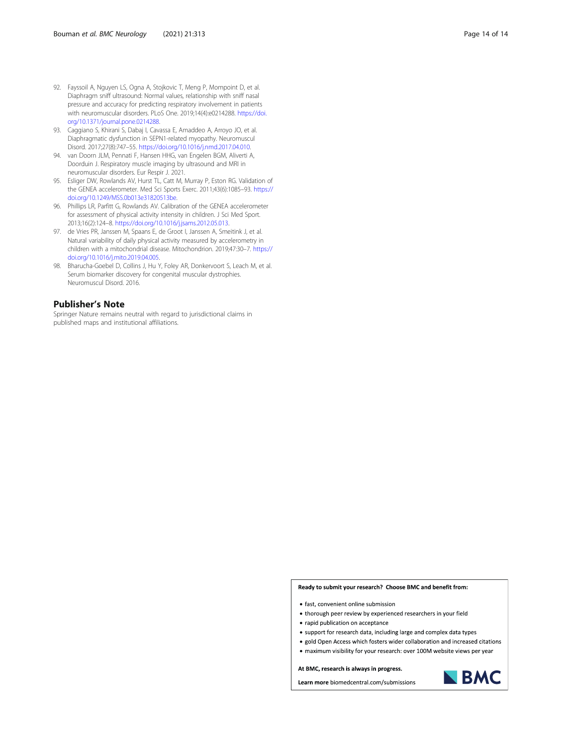92. Fayssoil A, Nguyen LS, Ogna A, Stojkovic T, Meng P, Mompoint D, et al. Diaphragm sniff ultrasound: Normal values, relationship with sniff nasal pressure and accuracy for predicting respiratory involvement in patients with neuromuscular disorders. PLoS One. 2019;14(4):e0214288. https://doi.org/10.1371/journal.pone.0214288.
93. Caggiano S, Khirani S, Dabaj I, Cavassa E, Amaddeo A, Arroyo JO, et al. Diaphragmatic dysfunction in SEPN1-related myopathy. Neuromuscul Disord. 2017;27(8):747–55. https://doi.org/10.1016/j.nmd.2017.04.010.
94. van Doorn JLM, Pennati F, Hansen HHG, van Engelen BGM, Aliverti A, Doorduin J. Respiratory muscle imaging by ultrasound and MRI in neuromuscular disorders. Eur Respir J. 2021.
95. Esliger DW, Rowlands AV, Hurst TL, Catt M, Murray P, Eston RG. Validation of the GENEA accelerometer. Med Sci Sports Exerc. 2011;43(6):1085–93. https://doi.org/10.1249/MSS.0b013e31820513be.
96. Phillips LR, Parfitt G, Rowlands AV. Calibration of the GENEA accelerometer for assessment of physical activity intensity in children. J Sci Med Sport. 2013;16(2):124–8. https://doi.org/10.1016/j.jsams.2012.05.013.
97. de Vries PR, Janssen M, Spaans E, de Groot I, Janssen A, Smeitink J, et al. Natural variability of daily physical activity measured by accelerometry in children with a mitochondrial disease. Mitochondrion. 2019;47:30–7. https://doi.org/10.1016/j.mito.2019.04.005.
98. Bharucha-Goebel D, Collins J, Hu Y, Foley AR, Donkervoort S, Leach M, et al. Serum biomarker discovery for congenital muscular dystrophies. Neuromuscul Disord. 2016.

## Publisher's Note

Springer Nature remains neutral with regard to jurisdictional claims in published maps and institutional affiliations.

**Ready to submit your research? Choose BMC and benefit from:**

- fast, convenient online submission
- thorough peer review by experienced researchers in your field
- rapid publication on acceptance
- support for research data, including large and complex data types
- gold Open Access which fosters wider collaboration and increased citations
- maximum visibility for your research: over 100M website views per year

**At BMC, research is always in progress.**

**Learn more** biomedcentral.com/submissions